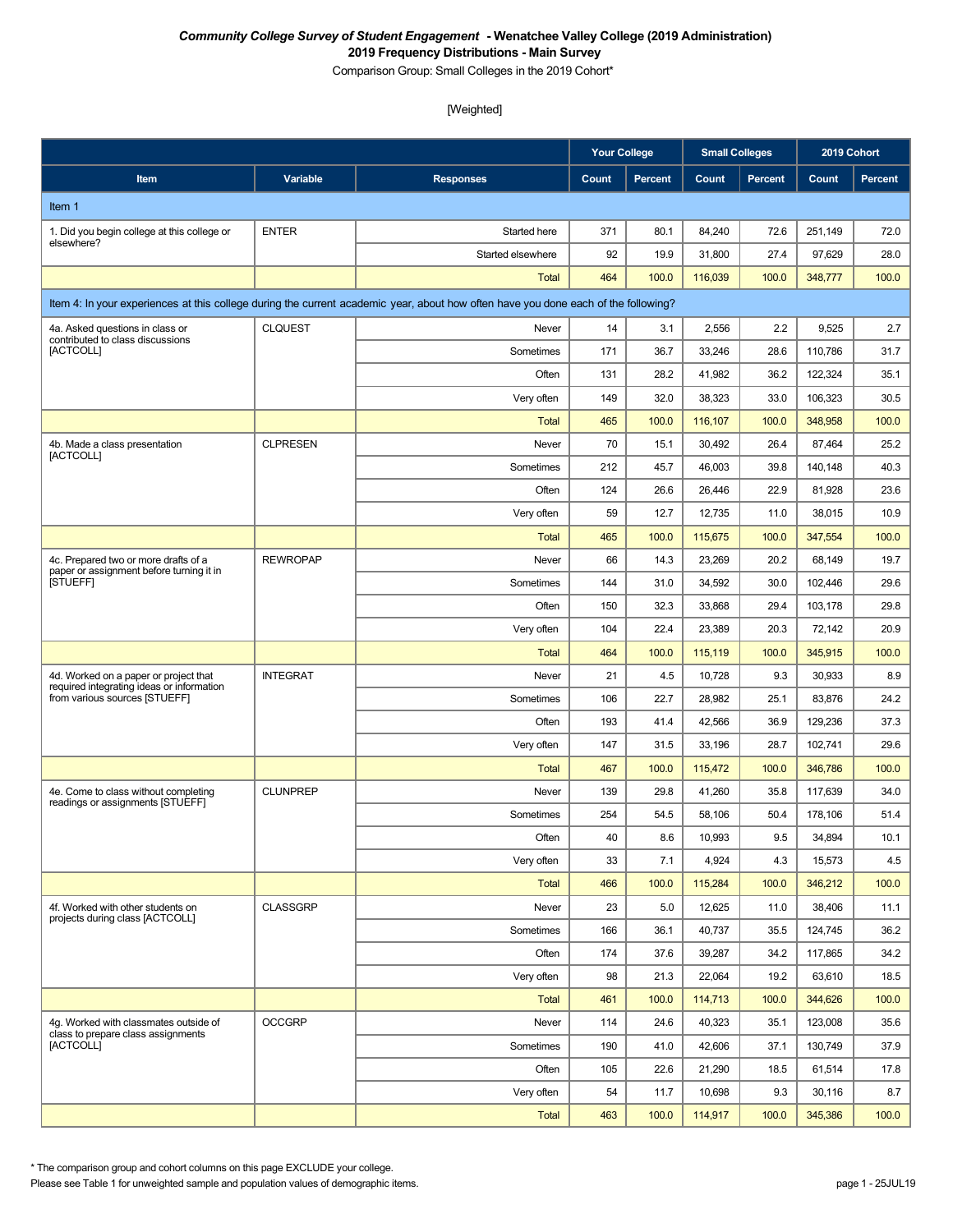***Community College Survey of Student Engagement* - Wenatchee Valley College (2019 Administration)**
**2019 Frequency Distributions - Main Survey**
Comparison Group: Small Colleges in the 2019 Cohort*

[Weighted]

| | | | Your College | | Small Colleges | | 2019 Cohort | |
|---|---|---|---|---|---|---|---|---|
| **Item** | **Variable** | **Responses** | **Count** | **Percent** | **Count** | **Percent** | **Count** | **Percent** |
| Item 1 | | | | | | | | |
| 1. Did you begin college at this college or elsewhere? | ENTER | Started here | 371 | 80.1 | 84,240 | 72.6 | 251,149 | 72.0 |
| | | Started elsewhere | 92 | 19.9 | 31,800 | 27.4 | 97,629 | 28.0 |
| | | Total | 464 | 100.0 | 116,039 | 100.0 | 348,777 | 100.0 |
| Item 4: In your experiences at this college during the current academic year, about how often have you done each of the following? | | | | | | | | |
| 4a. Asked questions in class or contributed to class discussions [ACTCOLL] | CLQUEST | Never | 14 | 3.1 | 2,556 | 2.2 | 9,525 | 2.7 |
| | | Sometimes | 171 | 36.7 | 33,246 | 28.6 | 110,786 | 31.7 |
| | | Often | 131 | 28.2 | 41,982 | 36.2 | 122,324 | 35.1 |
| | | Very often | 149 | 32.0 | 38,323 | 33.0 | 106,323 | 30.5 |
| | | Total | 465 | 100.0 | 116,107 | 100.0 | 348,958 | 100.0 |
| 4b. Made a class presentation [ACTCOLL] | CLPRESEN | Never | 70 | 15.1 | 30,492 | 26.4 | 87,464 | 25.2 |
| | | Sometimes | 212 | 45.7 | 46,003 | 39.8 | 140,148 | 40.3 |
| | | Often | 124 | 26.6 | 26,446 | 22.9 | 81,928 | 23.6 |
| | | Very often | 59 | 12.7 | 12,735 | 11.0 | 38,015 | 10.9 |
| | | Total | 465 | 100.0 | 115,675 | 100.0 | 347,554 | 100.0 |
| 4c. Prepared two or more drafts of a paper or assignment before turning it in [STUEFF] | REWROPAP | Never | 66 | 14.3 | 23,269 | 20.2 | 68,149 | 19.7 |
| | | Sometimes | 144 | 31.0 | 34,592 | 30.0 | 102,446 | 29.6 |
| | | Often | 150 | 32.3 | 33,868 | 29.4 | 103,178 | 29.8 |
| | | Very often | 104 | 22.4 | 23,389 | 20.3 | 72,142 | 20.9 |
| | | Total | 464 | 100.0 | 115,119 | 100.0 | 345,915 | 100.0 |
| 4d. Worked on a paper or project that required integrating ideas or information from various sources [STUEFF] | INTEGRAT | Never | 21 | 4.5 | 10,728 | 9.3 | 30,933 | 8.9 |
| | | Sometimes | 106 | 22.7 | 28,982 | 25.1 | 83,876 | 24.2 |
| | | Often | 193 | 41.4 | 42,566 | 36.9 | 129,236 | 37.3 |
| | | Very often | 147 | 31.5 | 33,196 | 28.7 | 102,741 | 29.6 |
| | | Total | 467 | 100.0 | 115,472 | 100.0 | 346,786 | 100.0 |
| 4e. Come to class without completing readings or assignments [STUEFF] | CLUNPREP | Never | 139 | 29.8 | 41,260 | 35.8 | 117,639 | 34.0 |
| | | Sometimes | 254 | 54.5 | 58,106 | 50.4 | 178,106 | 51.4 |
| | | Often | 40 | 8.6 | 10,993 | 9.5 | 34,894 | 10.1 |
| | | Very often | 33 | 7.1 | 4,924 | 4.3 | 15,573 | 4.5 |
| | | Total | 466 | 100.0 | 115,284 | 100.0 | 346,212 | 100.0 |
| 4f. Worked with other students on projects during class [ACTCOLL] | CLASSGRP | Never | 23 | 5.0 | 12,625 | 11.0 | 38,406 | 11.1 |
| | | Sometimes | 166 | 36.1 | 40,737 | 35.5 | 124,745 | 36.2 |
| | | Often | 174 | 37.6 | 39,287 | 34.2 | 117,865 | 34.2 |
| | | Very often | 98 | 21.3 | 22,064 | 19.2 | 63,610 | 18.5 |
| | | Total | 461 | 100.0 | 114,713 | 100.0 | 344,626 | 100.0 |
| 4g. Worked with classmates outside of class to prepare class assignments [ACTCOLL] | OCCGRP | Never | 114 | 24.6 | 40,323 | 35.1 | 123,008 | 35.6 |
| | | Sometimes | 190 | 41.0 | 42,606 | 37.1 | 130,749 | 37.9 |
| | | Often | 105 | 22.6 | 21,290 | 18.5 | 61,514 | 17.8 |
| | | Very often | 54 | 11.7 | 10,698 | 9.3 | 30,116 | 8.7 |
| | | Total | 463 | 100.0 | 114,917 | 100.0 | 345,386 | 100.0 |

* The comparison group and cohort columns on this page EXCLUDE your college.
Please see Table 1 for unweighted sample and population values of demographic items.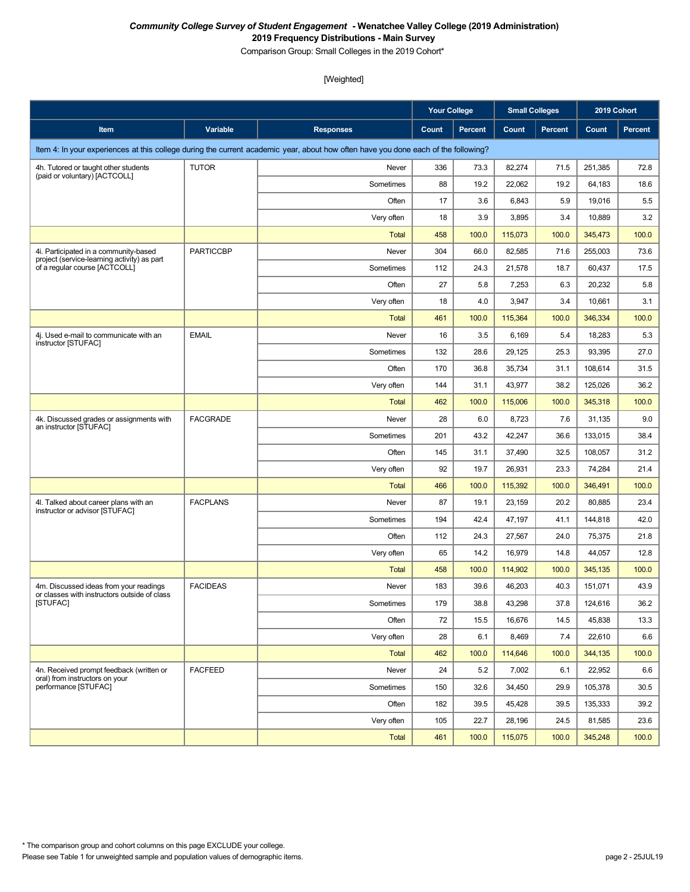***Community College Survey of Student Engagement* - Wenatchee Valley College (2019 Administration)**

**2019 Frequency Distributions - Main Survey**

Comparison Group: Small Colleges in the 2019 Cohort*

[Weighted]

| | | | Your College | | Small Colleges | | 2019 Cohort | |
|---|---|---|---|---|---|---|---|---|
| **Item** | **Variable** | **Responses** | **Count** | **Percent** | **Count** | **Percent** | **Count** | **Percent** |
| Item 4: In your experiences at this college during the current academic year, about how often have you done each of the following? | | | | | | | | |
| 4h. Tutored or taught other students (paid or voluntary) [ACTCOLL] | TUTOR | Never | 336 | 73.3 | 82,274 | 71.5 | 251,385 | 72.8 |
| | | Sometimes | 88 | 19.2 | 22,062 | 19.2 | 64,183 | 18.6 |
| | | Often | 17 | 3.6 | 6,843 | 5.9 | 19,016 | 5.5 |
| | | Very often | 18 | 3.9 | 3,895 | 3.4 | 10,889 | 3.2 |
| | | Total | 458 | 100.0 | 115,073 | 100.0 | 345,473 | 100.0 |
| 4i. Participated in a community-based project (service-learning activity) as part of a regular course [ACTCOLL] | PARTICCBP | Never | 304 | 66.0 | 82,585 | 71.6 | 255,003 | 73.6 |
| | | Sometimes | 112 | 24.3 | 21,578 | 18.7 | 60,437 | 17.5 |
| | | Often | 27 | 5.8 | 7,253 | 6.3 | 20,232 | 5.8 |
| | | Very often | 18 | 4.0 | 3,947 | 3.4 | 10,661 | 3.1 |
| | | Total | 461 | 100.0 | 115,364 | 100.0 | 346,334 | 100.0 |
| 4j. Used e-mail to communicate with an instructor [STUFAC] | EMAIL | Never | 16 | 3.5 | 6,169 | 5.4 | 18,283 | 5.3 |
| | | Sometimes | 132 | 28.6 | 29,125 | 25.3 | 93,395 | 27.0 |
| | | Often | 170 | 36.8 | 35,734 | 31.1 | 108,614 | 31.5 |
| | | Very often | 144 | 31.1 | 43,977 | 38.2 | 125,026 | 36.2 |
| | | Total | 462 | 100.0 | 115,006 | 100.0 | 345,318 | 100.0 |
| 4k. Discussed grades or assignments with an instructor [STUFAC] | FACGRADE | Never | 28 | 6.0 | 8,723 | 7.6 | 31,135 | 9.0 |
| | | Sometimes | 201 | 43.2 | 42,247 | 36.6 | 133,015 | 38.4 |
| | | Often | 145 | 31.1 | 37,490 | 32.5 | 108,057 | 31.2 |
| | | Very often | 92 | 19.7 | 26,931 | 23.3 | 74,284 | 21.4 |
| | | Total | 466 | 100.0 | 115,392 | 100.0 | 346,491 | 100.0 |
| 4l. Talked about career plans with an instructor or advisor [STUFAC] | FACPLANS | Never | 87 | 19.1 | 23,159 | 20.2 | 80,885 | 23.4 |
| | | Sometimes | 194 | 42.4 | 47,197 | 41.1 | 144,818 | 42.0 |
| | | Often | 112 | 24.3 | 27,567 | 24.0 | 75,375 | 21.8 |
| | | Very often | 65 | 14.2 | 16,979 | 14.8 | 44,057 | 12.8 |
| | | Total | 458 | 100.0 | 114,902 | 100.0 | 345,135 | 100.0 |
| 4m. Discussed ideas from your readings or classes with instructors outside of class [STUFAC] | FACIDEAS | Never | 183 | 39.6 | 46,203 | 40.3 | 151,071 | 43.9 |
| | | Sometimes | 179 | 38.8 | 43,298 | 37.8 | 124,616 | 36.2 |
| | | Often | 72 | 15.5 | 16,676 | 14.5 | 45,838 | 13.3 |
| | | Very often | 28 | 6.1 | 8,469 | 7.4 | 22,610 | 6.6 |
| | | Total | 462 | 100.0 | 114,646 | 100.0 | 344,135 | 100.0 |
| 4n. Received prompt feedback (written or oral) from instructors on your performance [STUFAC] | FACFEED | Never | 24 | 5.2 | 7,002 | 6.1 | 22,952 | 6.6 |
| | | Sometimes | 150 | 32.6 | 34,450 | 29.9 | 105,378 | 30.5 |
| | | Often | 182 | 39.5 | 45,428 | 39.5 | 135,333 | 39.2 |
| | | Very often | 105 | 22.7 | 28,196 | 24.5 | 81,585 | 23.6 |
| | | Total | 461 | 100.0 | 115,075 | 100.0 | 345,248 | 100.0 |

* The comparison group and cohort columns on this page EXCLUDE your college.

Please see Table 1 for unweighted sample and population values of demographic items.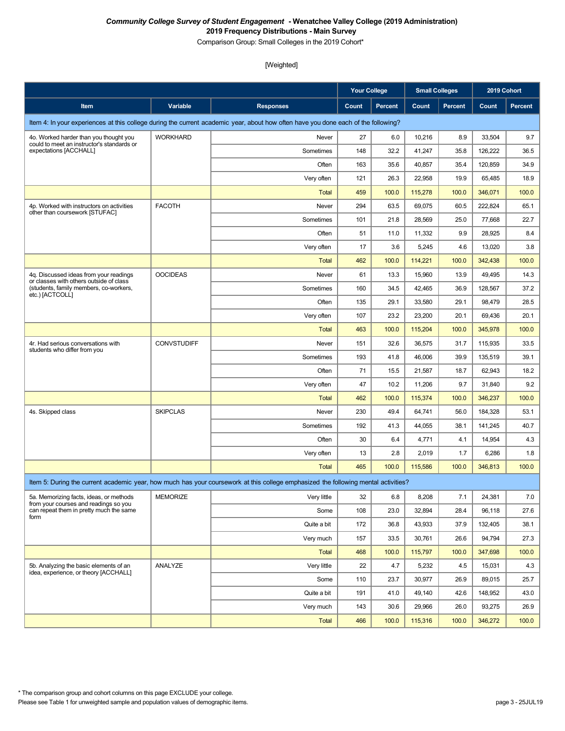*Community College Survey of Student Engagement* **- Wenatchee Valley College (2019 Administration)**

**2019 Frequency Distributions - Main Survey**

Comparison Group: Small Colleges in the 2019 Cohort*

[Weighted]

| Item | Variable | Responses | Your College | | Small Colleges | | 2019 Cohort | |
|---|---|---|---|---|---|---|---|---|
| | | | Count | Percent | Count | Percent | Count | Percent |
| **Item 4: In your experiences at this college during the current academic year, about how often have you done each of the following?** | | | | | | | | |
| 4o. Worked harder than you thought you could to meet an instructor's standards or expectations [ACCHALL] | WORKHARD | Never | 27 | 6.0 | 10,216 | 8.9 | 33,504 | 9.7 |
| | | Sometimes | 148 | 32.2 | 41,247 | 35.8 | 126,222 | 36.5 |
| | | Often | 163 | 35.6 | 40,857 | 35.4 | 120,859 | 34.9 |
| | | Very often | 121 | 26.3 | 22,958 | 19.9 | 65,485 | 18.9 |
| | | Total | 459 | 100.0 | 115,278 | 100.0 | 346,071 | 100.0 |
| 4p. Worked with instructors on activities other than coursework [STUFAC] | FACOTH | Never | 294 | 63.5 | 69,075 | 60.5 | 222,824 | 65.1 |
| | | Sometimes | 101 | 21.8 | 28,569 | 25.0 | 77,668 | 22.7 |
| | | Often | 51 | 11.0 | 11,332 | 9.9 | 28,925 | 8.4 |
| | | Very often | 17 | 3.6 | 5,245 | 4.6 | 13,020 | 3.8 |
| | | Total | 462 | 100.0 | 114,221 | 100.0 | 342,438 | 100.0 |
| 4q. Discussed ideas from your readings or classes with others outside of class (students, family members, co-workers, etc.) [ACTCOLL] | OOCIDEAS | Never | 61 | 13.3 | 15,960 | 13.9 | 49,495 | 14.3 |
| | | Sometimes | 160 | 34.5 | 42,465 | 36.9 | 128,567 | 37.2 |
| | | Often | 135 | 29.1 | 33,580 | 29.1 | 98,479 | 28.5 |
| | | Very often | 107 | 23.2 | 23,200 | 20.1 | 69,436 | 20.1 |
| | | Total | 463 | 100.0 | 115,204 | 100.0 | 345,978 | 100.0 |
| 4r. Had serious conversations with students who differ from you | CONVSTUDIFF | Never | 151 | 32.6 | 36,575 | 31.7 | 115,935 | 33.5 |
| | | Sometimes | 193 | 41.8 | 46,006 | 39.9 | 135,519 | 39.1 |
| | | Often | 71 | 15.5 | 21,587 | 18.7 | 62,943 | 18.2 |
| | | Very often | 47 | 10.2 | 11,206 | 9.7 | 31,840 | 9.2 |
| | | Total | 462 | 100.0 | 115,374 | 100.0 | 346,237 | 100.0 |
| 4s. Skipped class | SKIPCLAS | Never | 230 | 49.4 | 64,741 | 56.0 | 184,328 | 53.1 |
| | | Sometimes | 192 | 41.3 | 44,055 | 38.1 | 141,245 | 40.7 |
| | | Often | 30 | 6.4 | 4,771 | 4.1 | 14,954 | 4.3 |
| | | Very often | 13 | 2.8 | 2,019 | 1.7 | 6,286 | 1.8 |
| | | Total | 465 | 100.0 | 115,586 | 100.0 | 346,813 | 100.0 |
| **Item 5: During the current academic year, how much has your coursework at this college emphasized the following mental activities?** | | | | | | | | |
| 5a. Memorizing facts, ideas, or methods from your courses and readings so you can repeat them in pretty much the same form | MEMORIZE | Very little | 32 | 6.8 | 8,208 | 7.1 | 24,381 | 7.0 |
| | | Some | 108 | 23.0 | 32,894 | 28.4 | 96,118 | 27.6 |
| | | Quite a bit | 172 | 36.8 | 43,933 | 37.9 | 132,405 | 38.1 |
| | | Very much | 157 | 33.5 | 30,761 | 26.6 | 94,794 | 27.3 |
| | | Total | 468 | 100.0 | 115,797 | 100.0 | 347,698 | 100.0 |
| 5b. Analyzing the basic elements of an idea, experience, or theory [ACCHALL] | ANALYZE | Very little | 22 | 4.7 | 5,232 | 4.5 | 15,031 | 4.3 |
| | | Some | 110 | 23.7 | 30,977 | 26.9 | 89,015 | 25.7 |
| | | Quite a bit | 191 | 41.0 | 49,140 | 42.6 | 148,952 | 43.0 |
| | | Very much | 143 | 30.6 | 29,966 | 26.0 | 93,275 | 26.9 |
| | | Total | 466 | 100.0 | 115,316 | 100.0 | 346,272 | 100.0 |

* The comparison group and cohort columns on this page EXCLUDE your college.

Please see Table 1 for unweighted sample and population values of demographic items.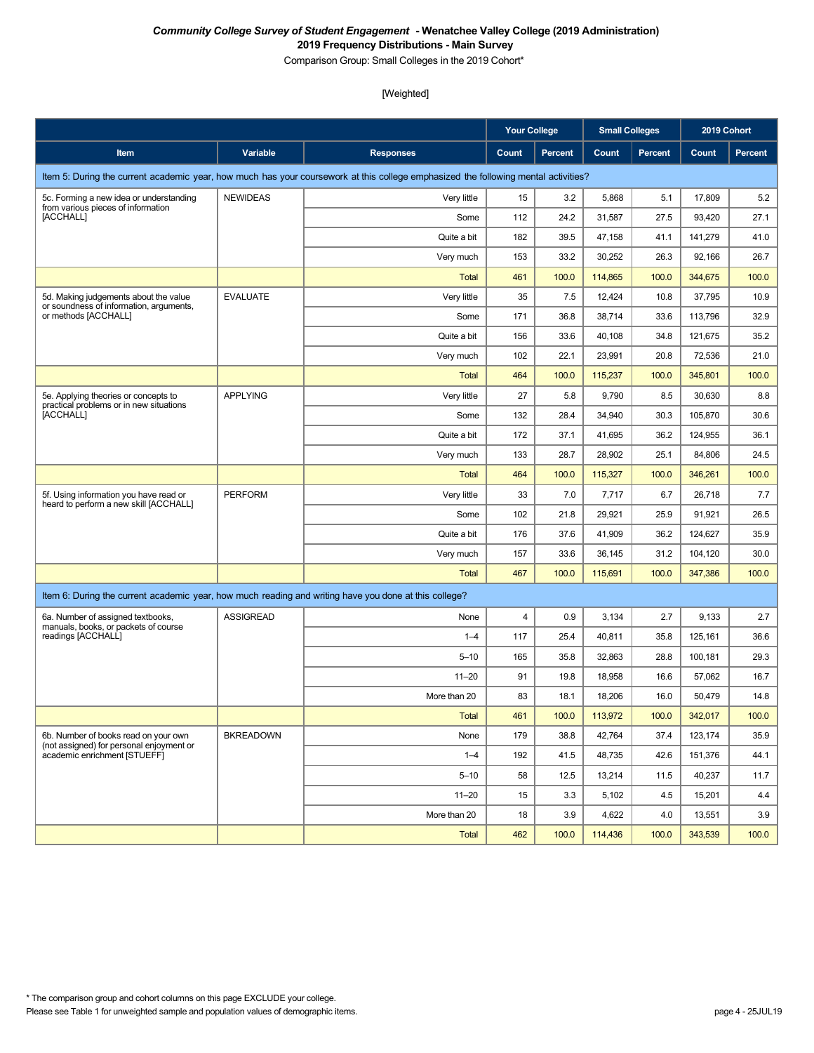***Community College Survey of Student Engagement* - Wenatchee Valley College (2019 Administration)**
**2019 Frequency Distributions - Main Survey**
Comparison Group: Small Colleges in the 2019 Cohort*

[Weighted]

| | | | Your College | | Small Colleges | | 2019 Cohort | |
|---|---|---|---|---|---|---|---|---|
| Item | Variable | Responses | Count | Percent | Count | Percent | Count | Percent |
| Item 5: During the current academic year, how much has your coursework at this college emphasized the following mental activities? | | | | | | | | |
| 5c. Forming a new idea or understanding from various pieces of information [ACCHALL] | NEWIDEAS | Very little | 15 | 3.2 | 5,868 | 5.1 | 17,809 | 5.2 |
| | | Some | 112 | 24.2 | 31,587 | 27.5 | 93,420 | 27.1 |
| | | Quite a bit | 182 | 39.5 | 47,158 | 41.1 | 141,279 | 41.0 |
| | | Very much | 153 | 33.2 | 30,252 | 26.3 | 92,166 | 26.7 |
| | | Total | 461 | 100.0 | 114,865 | 100.0 | 344,675 | 100.0 |
| 5d. Making judgements about the value or soundness of information, arguments, or methods [ACCHALL] | EVALUATE | Very little | 35 | 7.5 | 12,424 | 10.8 | 37,795 | 10.9 |
| | | Some | 171 | 36.8 | 38,714 | 33.6 | 113,796 | 32.9 |
| | | Quite a bit | 156 | 33.6 | 40,108 | 34.8 | 121,675 | 35.2 |
| | | Very much | 102 | 22.1 | 23,991 | 20.8 | 72,536 | 21.0 |
| | | Total | 464 | 100.0 | 115,237 | 100.0 | 345,801 | 100.0 |
| 5e. Applying theories or concepts to practical problems or in new situations [ACCHALL] | APPLYING | Very little | 27 | 5.8 | 9,790 | 8.5 | 30,630 | 8.8 |
| | | Some | 132 | 28.4 | 34,940 | 30.3 | 105,870 | 30.6 |
| | | Quite a bit | 172 | 37.1 | 41,695 | 36.2 | 124,955 | 36.1 |
| | | Very much | 133 | 28.7 | 28,902 | 25.1 | 84,806 | 24.5 |
| | | Total | 464 | 100.0 | 115,327 | 100.0 | 346,261 | 100.0 |
| 5f. Using information you have read or heard to perform a new skill [ACCHALL] | PERFORM | Very little | 33 | 7.0 | 7,717 | 6.7 | 26,718 | 7.7 |
| | | Some | 102 | 21.8 | 29,921 | 25.9 | 91,921 | 26.5 |
| | | Quite a bit | 176 | 37.6 | 41,909 | 36.2 | 124,627 | 35.9 |
| | | Very much | 157 | 33.6 | 36,145 | 31.2 | 104,120 | 30.0 |
| | | Total | 467 | 100.0 | 115,691 | 100.0 | 347,386 | 100.0 |
| Item 6: During the current academic year, how much reading and writing have you done at this college? | | | | | | | | |
| 6a. Number of assigned textbooks, manuals, books, or packets of course readings [ACCHALL] | ASSIGREAD | None | 4 | 0.9 | 3,134 | 2.7 | 9,133 | 2.7 |
| | | 1–4 | 117 | 25.4 | 40,811 | 35.8 | 125,161 | 36.6 |
| | | 5–10 | 165 | 35.8 | 32,863 | 28.8 | 100,181 | 29.3 |
| | | 11–20 | 91 | 19.8 | 18,958 | 16.6 | 57,062 | 16.7 |
| | | More than 20 | 83 | 18.1 | 18,206 | 16.0 | 50,479 | 14.8 |
| | | Total | 461 | 100.0 | 113,972 | 100.0 | 342,017 | 100.0 |
| 6b. Number of books read on your own (not assigned) for personal enjoyment or academic enrichment [STUEFF] | BKREADOWN | None | 179 | 38.8 | 42,764 | 37.4 | 123,174 | 35.9 |
| | | 1–4 | 192 | 41.5 | 48,735 | 42.6 | 151,376 | 44.1 |
| | | 5–10 | 58 | 12.5 | 13,214 | 11.5 | 40,237 | 11.7 |
| | | 11–20 | 15 | 3.3 | 5,102 | 4.5 | 15,201 | 4.4 |
| | | More than 20 | 18 | 3.9 | 4,622 | 4.0 | 13,551 | 3.9 |
| | | Total | 462 | 100.0 | 114,436 | 100.0 | 343,539 | 100.0 |

\* The comparison group and cohort columns on this page EXCLUDE your college.
Please see Table 1 for unweighted sample and population values of demographic items.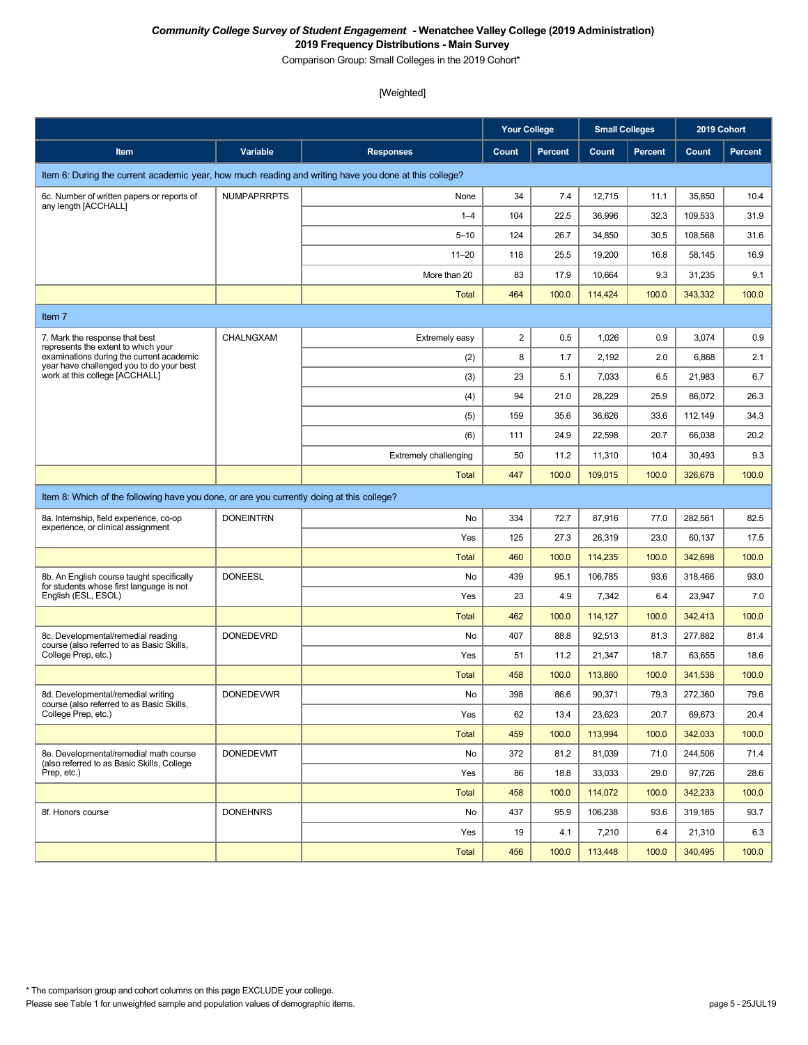*Community College Survey of Student Engagement* **- Wenatchee Valley College (2019 Administration)**
**2019 Frequency Distributions - Main Survey**
Comparison Group: Small Colleges in the 2019 Cohort*

[Weighted]

| | | | Your College | | Small Colleges | | 2019 Cohort | |
|---|---|---|---|---|---|---|---|---|
| **Item** | **Variable** | **Responses** | **Count** | **Percent** | **Count** | **Percent** | **Count** | **Percent** |
| Item 6: During the current academic year, how much reading and writing have you done at this college? | | | | | | | | |
| 6c. Number of written papers or reports of any length [ACCHALL] | NUMPAPRRPTS | None | 34 | 7.4 | 12,715 | 11.1 | 35,850 | 10.4 |
| | | 1–4 | 104 | 22.5 | 36,996 | 32.3 | 109,533 | 31.9 |
| | | 5–10 | 124 | 26.7 | 34,850 | 30.5 | 108,568 | 31.6 |
| | | 11–20 | 118 | 25.5 | 19,200 | 16.8 | 58,145 | 16.9 |
| | | More than 20 | 83 | 17.9 | 10,664 | 9.3 | 31,235 | 9.1 |
| | | Total | 464 | 100.0 | 114,424 | 100.0 | 343,332 | 100.0 |
| Item 7 | | | | | | | | |
| 7. Mark the response that best represents the extent to which your examinations during the current academic year have challenged you to do your best work at this college [ACCHALL] | CHALNGXAM | Extremely easy | 2 | 0.5 | 1,026 | 0.9 | 3,074 | 0.9 |
| | | (2) | 8 | 1.7 | 2,192 | 2.0 | 6,868 | 2.1 |
| | | (3) | 23 | 5.1 | 7,033 | 6.5 | 21,983 | 6.7 |
| | | (4) | 94 | 21.0 | 28,229 | 25.9 | 86,072 | 26.3 |
| | | (5) | 159 | 35.6 | 36,626 | 33.6 | 112,149 | 34.3 |
| | | (6) | 111 | 24.9 | 22,598 | 20.7 | 66,038 | 20.2 |
| | | Extremely challenging | 50 | 11.2 | 11,310 | 10.4 | 30,493 | 9.3 |
| | | Total | 447 | 100.0 | 109,015 | 100.0 | 326,678 | 100.0 |
| Item 8: Which of the following have you done, or are you currently doing at this college? | | | | | | | | |
| 8a. Internship, field experience, co-op experience, or clinical assignment | DONEINTRN | No | 334 | 72.7 | 87,916 | 77.0 | 282,561 | 82.5 |
| | | Yes | 125 | 27.3 | 26,319 | 23.0 | 60,137 | 17.5 |
| | | Total | 460 | 100.0 | 114,235 | 100.0 | 342,698 | 100.0 |
| 8b. An English course taught specifically for students whose first language is not English (ESL, ESOL) | DONEESL | No | 439 | 95.1 | 106,785 | 93.6 | 318,466 | 93.0 |
| | | Yes | 23 | 4.9 | 7,342 | 6.4 | 23,947 | 7.0 |
| | | Total | 462 | 100.0 | 114,127 | 100.0 | 342,413 | 100.0 |
| 8c. Developmental/remedial reading course (also referred to as Basic Skills, College Prep, etc.) | DONEDEVRD | No | 407 | 88.8 | 92,513 | 81.3 | 277,882 | 81.4 |
| | | Yes | 51 | 11.2 | 21,347 | 18.7 | 63,655 | 18.6 |
| | | Total | 458 | 100.0 | 113,860 | 100.0 | 341,538 | 100.0 |
| 8d. Developmental/remedial writing course (also referred to as Basic Skills, College Prep, etc.) | DONEDEVWR | No | 398 | 86.6 | 90,371 | 79.3 | 272,360 | 79.6 |
| | | Yes | 62 | 13.4 | 23,623 | 20.7 | 69,673 | 20.4 |
| | | Total | 459 | 100.0 | 113,994 | 100.0 | 342,033 | 100.0 |
| 8e. Developmental/remedial math course (also referred to as Basic Skills, College Prep, etc.) | DONEDEVMT | No | 372 | 81.2 | 81,039 | 71.0 | 244,506 | 71.4 |
| | | Yes | 86 | 18.8 | 33,033 | 29.0 | 97,726 | 28.6 |
| | | Total | 458 | 100.0 | 114,072 | 100.0 | 342,233 | 100.0 |
| 8f. Honors course | DONEHNRS | No | 437 | 95.9 | 106,238 | 93.6 | 319,185 | 93.7 |
| | | Yes | 19 | 4.1 | 7,210 | 6.4 | 21,310 | 6.3 |
| | | Total | 456 | 100.0 | 113,448 | 100.0 | 340,495 | 100.0 |

* The comparison group and cohort columns on this page EXCLUDE your college.
Please see Table 1 for unweighted sample and population values of demographic items.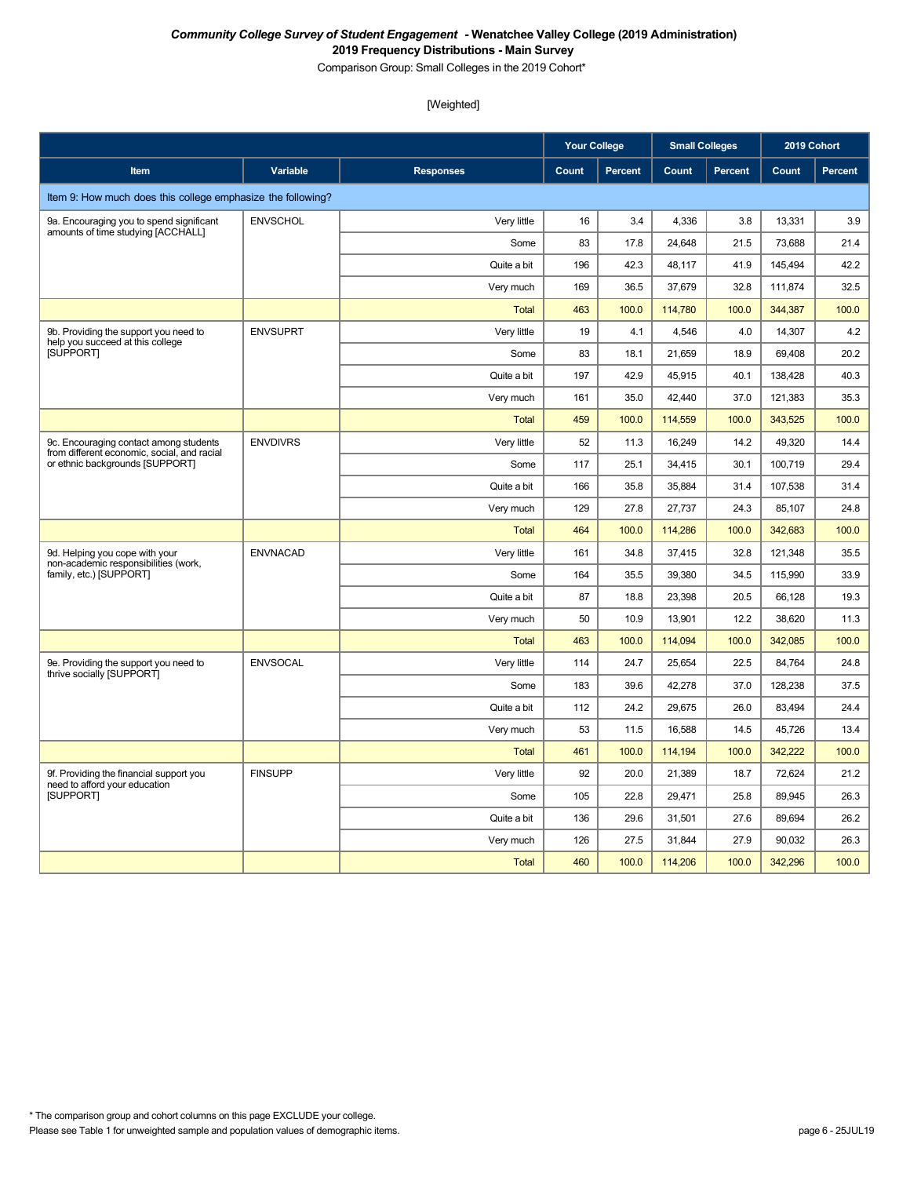***Community College Survey of Student Engagement* - Wenatchee Valley College (2019 Administration)**

**2019 Frequency Distributions - Main Survey**

Comparison Group: Small Colleges in the 2019 Cohort*

[Weighted]

| | | | Your College | | Small Colleges | | 2019 Cohort | |
|---|---|---|---|---|---|---|---|---|
| **Item** | **Variable** | **Responses** | **Count** | **Percent** | **Count** | **Percent** | **Count** | **Percent** |
| Item 9: How much does this college emphasize the following? | | | | | | | | |
| 9a. Encouraging you to spend significant amounts of time studying [ACCHALL] | ENVSCHOL | Very little | 16 | 3.4 | 4,336 | 3.8 | 13,331 | 3.9 |
| | | Some | 83 | 17.8 | 24,648 | 21.5 | 73,688 | 21.4 |
| | | Quite a bit | 196 | 42.3 | 48,117 | 41.9 | 145,494 | 42.2 |
| | | Very much | 169 | 36.5 | 37,679 | 32.8 | 111,874 | 32.5 |
| | | Total | 463 | 100.0 | 114,780 | 100.0 | 344,387 | 100.0 |
| 9b. Providing the support you need to help you succeed at this college [SUPPORT] | ENVSUPRT | Very little | 19 | 4.1 | 4,546 | 4.0 | 14,307 | 4.2 |
| | | Some | 83 | 18.1 | 21,659 | 18.9 | 69,408 | 20.2 |
| | | Quite a bit | 197 | 42.9 | 45,915 | 40.1 | 138,428 | 40.3 |
| | | Very much | 161 | 35.0 | 42,440 | 37.0 | 121,383 | 35.3 |
| | | Total | 459 | 100.0 | 114,559 | 100.0 | 343,525 | 100.0 |
| 9c. Encouraging contact among students from different economic, social, and racial or ethnic backgrounds [SUPPORT] | ENVDIVRS | Very little | 52 | 11.3 | 16,249 | 14.2 | 49,320 | 14.4 |
| | | Some | 117 | 25.1 | 34,415 | 30.1 | 100,719 | 29.4 |
| | | Quite a bit | 166 | 35.8 | 35,884 | 31.4 | 107,538 | 31.4 |
| | | Very much | 129 | 27.8 | 27,737 | 24.3 | 85,107 | 24.8 |
| | | Total | 464 | 100.0 | 114,286 | 100.0 | 342,683 | 100.0 |
| 9d. Helping you cope with your non-academic responsibilities (work, family, etc.) [SUPPORT] | ENVNACAD | Very little | 161 | 34.8 | 37,415 | 32.8 | 121,348 | 35.5 |
| | | Some | 164 | 35.5 | 39,380 | 34.5 | 115,990 | 33.9 |
| | | Quite a bit | 87 | 18.8 | 23,398 | 20.5 | 66,128 | 19.3 |
| | | Very much | 50 | 10.9 | 13,901 | 12.2 | 38,620 | 11.3 |
| | | Total | 463 | 100.0 | 114,094 | 100.0 | 342,085 | 100.0 |
| 9e. Providing the support you need to thrive socially [SUPPORT] | ENVSOCAL | Very little | 114 | 24.7 | 25,654 | 22.5 | 84,764 | 24.8 |
| | | Some | 183 | 39.6 | 42,278 | 37.0 | 128,238 | 37.5 |
| | | Quite a bit | 112 | 24.2 | 29,675 | 26.0 | 83,494 | 24.4 |
| | | Very much | 53 | 11.5 | 16,588 | 14.5 | 45,726 | 13.4 |
| | | Total | 461 | 100.0 | 114,194 | 100.0 | 342,222 | 100.0 |
| 9f. Providing the financial support you need to afford your education [SUPPORT] | FINSUPP | Very little | 92 | 20.0 | 21,389 | 18.7 | 72,624 | 21.2 |
| | | Some | 105 | 22.8 | 29,471 | 25.8 | 89,945 | 26.3 |
| | | Quite a bit | 136 | 29.6 | 31,501 | 27.6 | 89,694 | 26.2 |
| | | Very much | 126 | 27.5 | 31,844 | 27.9 | 90,032 | 26.3 |
| | | Total | 460 | 100.0 | 114,206 | 100.0 | 342,296 | 100.0 |

* The comparison group and cohort columns on this page EXCLUDE your college.

Please see Table 1 for unweighted sample and population values of demographic items.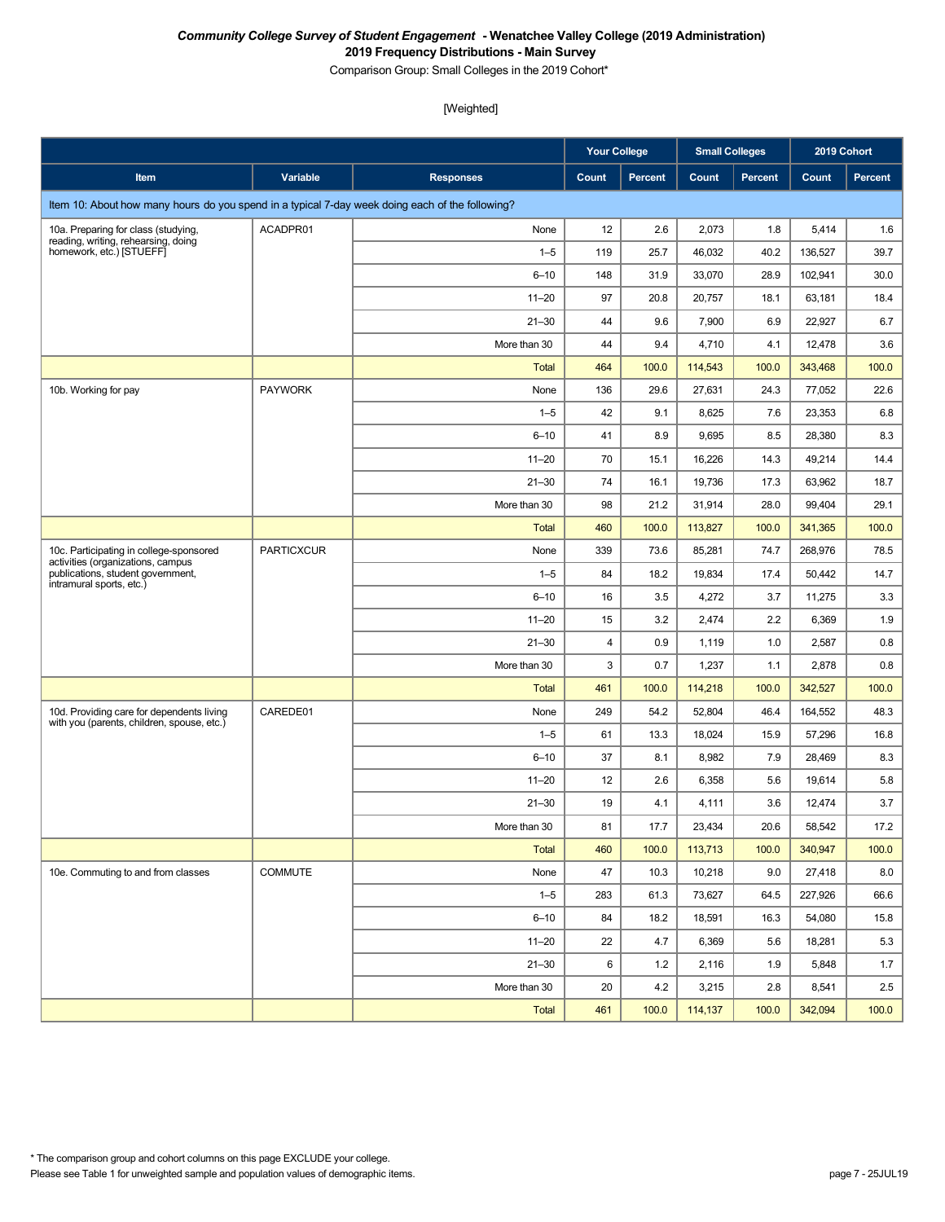*Community College Survey of Student Engagement* **- Wenatchee Valley College (2019 Administration)**
**2019 Frequency Distributions - Main Survey**
Comparison Group: Small Colleges in the 2019 Cohort*

[Weighted]

| | | | Your College | | Small Colleges | | 2019 Cohort | |
|---|---|---|---|---|---|---|---|---|
| **Item** | **Variable** | **Responses** | **Count** | **Percent** | **Count** | **Percent** | **Count** | **Percent** |
| Item 10: About how many hours do you spend in a typical 7-day week doing each of the following? | | | | | | | | |
| 10a. Preparing for class (studying, reading, writing, rehearsing, doing homework, etc.) [STUEFF] | ACADPR01 | None | 12 | 2.6 | 2,073 | 1.8 | 5,414 | 1.6 |
| | | 1–5 | 119 | 25.7 | 46,032 | 40.2 | 136,527 | 39.7 |
| | | 6–10 | 148 | 31.9 | 33,070 | 28.9 | 102,941 | 30.0 |
| | | 11–20 | 97 | 20.8 | 20,757 | 18.1 | 63,181 | 18.4 |
| | | 21–30 | 44 | 9.6 | 7,900 | 6.9 | 22,927 | 6.7 |
| | | More than 30 | 44 | 9.4 | 4,710 | 4.1 | 12,478 | 3.6 |
| | | Total | 464 | 100.0 | 114,543 | 100.0 | 343,468 | 100.0 |
| 10b. Working for pay | PAYWORK | None | 136 | 29.6 | 27,631 | 24.3 | 77,052 | 22.6 |
| | | 1–5 | 42 | 9.1 | 8,625 | 7.6 | 23,353 | 6.8 |
| | | 6–10 | 41 | 8.9 | 9,695 | 8.5 | 28,380 | 8.3 |
| | | 11–20 | 70 | 15.1 | 16,226 | 14.3 | 49,214 | 14.4 |
| | | 21–30 | 74 | 16.1 | 19,736 | 17.3 | 63,962 | 18.7 |
| | | More than 30 | 98 | 21.2 | 31,914 | 28.0 | 99,404 | 29.1 |
| | | Total | 460 | 100.0 | 113,827 | 100.0 | 341,365 | 100.0 |
| 10c. Participating in college-sponsored activities (organizations, campus publications, student government, intramural sports, etc.) | PARTICXCUR | None | 339 | 73.6 | 85,281 | 74.7 | 268,976 | 78.5 |
| | | 1–5 | 84 | 18.2 | 19,834 | 17.4 | 50,442 | 14.7 |
| | | 6–10 | 16 | 3.5 | 4,272 | 3.7 | 11,275 | 3.3 |
| | | 11–20 | 15 | 3.2 | 2,474 | 2.2 | 6,369 | 1.9 |
| | | 21–30 | 4 | 0.9 | 1,119 | 1.0 | 2,587 | 0.8 |
| | | More than 30 | 3 | 0.7 | 1,237 | 1.1 | 2,878 | 0.8 |
| | | Total | 461 | 100.0 | 114,218 | 100.0 | 342,527 | 100.0 |
| 10d. Providing care for dependents living with you (parents, children, spouse, etc.) | CAREDE01 | None | 249 | 54.2 | 52,804 | 46.4 | 164,552 | 48.3 |
| | | 1–5 | 61 | 13.3 | 18,024 | 15.9 | 57,296 | 16.8 |
| | | 6–10 | 37 | 8.1 | 8,982 | 7.9 | 28,469 | 8.3 |
| | | 11–20 | 12 | 2.6 | 6,358 | 5.6 | 19,614 | 5.8 |
| | | 21–30 | 19 | 4.1 | 4,111 | 3.6 | 12,474 | 3.7 |
| | | More than 30 | 81 | 17.7 | 23,434 | 20.6 | 58,542 | 17.2 |
| | | Total | 460 | 100.0 | 113,713 | 100.0 | 340,947 | 100.0 |
| 10e. Commuting to and from classes | COMMUTE | None | 47 | 10.3 | 10,218 | 9.0 | 27,418 | 8.0 |
| | | 1–5 | 283 | 61.3 | 73,627 | 64.5 | 227,926 | 66.6 |
| | | 6–10 | 84 | 18.2 | 18,591 | 16.3 | 54,080 | 15.8 |
| | | 11–20 | 22 | 4.7 | 6,369 | 5.6 | 18,281 | 5.3 |
| | | 21–30 | 6 | 1.2 | 2,116 | 1.9 | 5,848 | 1.7 |
| | | More than 30 | 20 | 4.2 | 3,215 | 2.8 | 8,541 | 2.5 |
| | | Total | 461 | 100.0 | 114,137 | 100.0 | 342,094 | 100.0 |

* The comparison group and cohort columns on this page EXCLUDE your college.
Please see Table 1 for unweighted sample and population values of demographic items.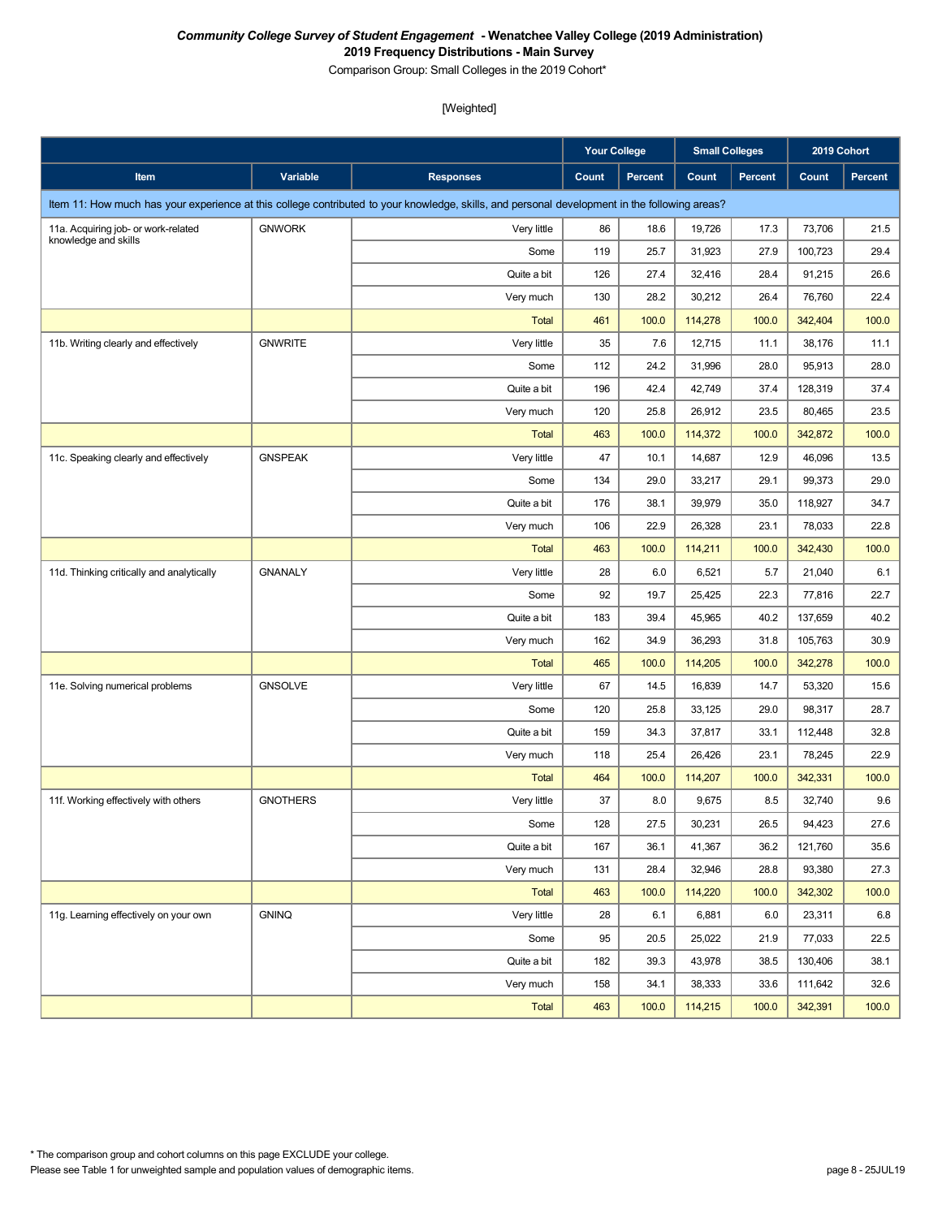***Community College Survey of Student Engagement* - Wenatchee Valley College (2019 Administration)**

**2019 Frequency Distributions - Main Survey**

Comparison Group: Small Colleges in the 2019 Cohort*

[Weighted]

| | | | Your College | | Small Colleges | | 2019 Cohort | |
|---|---|---|---|---|---|---|---|---|
| **Item** | **Variable** | **Responses** | **Count** | **Percent** | **Count** | **Percent** | **Count** | **Percent** |
| Item 11: How much has your experience at this college contributed to your knowledge, skills, and personal development in the following areas? | | | | | | | | |
| 11a. Acquiring job- or work-related knowledge and skills | GNWORK | Very little | 86 | 18.6 | 19,726 | 17.3 | 73,706 | 21.5 |
| | | Some | 119 | 25.7 | 31,923 | 27.9 | 100,723 | 29.4 |
| | | Quite a bit | 126 | 27.4 | 32,416 | 28.4 | 91,215 | 26.6 |
| | | Very much | 130 | 28.2 | 30,212 | 26.4 | 76,760 | 22.4 |
| | | Total | 461 | 100.0 | 114,278 | 100.0 | 342,404 | 100.0 |
| 11b. Writing clearly and effectively | GNWRITE | Very little | 35 | 7.6 | 12,715 | 11.1 | 38,176 | 11.1 |
| | | Some | 112 | 24.2 | 31,996 | 28.0 | 95,913 | 28.0 |
| | | Quite a bit | 196 | 42.4 | 42,749 | 37.4 | 128,319 | 37.4 |
| | | Very much | 120 | 25.8 | 26,912 | 23.5 | 80,465 | 23.5 |
| | | Total | 463 | 100.0 | 114,372 | 100.0 | 342,872 | 100.0 |
| 11c. Speaking clearly and effectively | GNSPEAK | Very little | 47 | 10.1 | 14,687 | 12.9 | 46,096 | 13.5 |
| | | Some | 134 | 29.0 | 33,217 | 29.1 | 99,373 | 29.0 |
| | | Quite a bit | 176 | 38.1 | 39,979 | 35.0 | 118,927 | 34.7 |
| | | Very much | 106 | 22.9 | 26,328 | 23.1 | 78,033 | 22.8 |
| | | Total | 463 | 100.0 | 114,211 | 100.0 | 342,430 | 100.0 |
| 11d. Thinking critically and analytically | GNANALY | Very little | 28 | 6.0 | 6,521 | 5.7 | 21,040 | 6.1 |
| | | Some | 92 | 19.7 | 25,425 | 22.3 | 77,816 | 22.7 |
| | | Quite a bit | 183 | 39.4 | 45,965 | 40.2 | 137,659 | 40.2 |
| | | Very much | 162 | 34.9 | 36,293 | 31.8 | 105,763 | 30.9 |
| | | Total | 465 | 100.0 | 114,205 | 100.0 | 342,278 | 100.0 |
| 11e. Solving numerical problems | GNSOLVE | Very little | 67 | 14.5 | 16,839 | 14.7 | 53,320 | 15.6 |
| | | Some | 120 | 25.8 | 33,125 | 29.0 | 98,317 | 28.7 |
| | | Quite a bit | 159 | 34.3 | 37,817 | 33.1 | 112,448 | 32.8 |
| | | Very much | 118 | 25.4 | 26,426 | 23.1 | 78,245 | 22.9 |
| | | Total | 464 | 100.0 | 114,207 | 100.0 | 342,331 | 100.0 |
| 11f. Working effectively with others | GNOTHERS | Very little | 37 | 8.0 | 9,675 | 8.5 | 32,740 | 9.6 |
| | | Some | 128 | 27.5 | 30,231 | 26.5 | 94,423 | 27.6 |
| | | Quite a bit | 167 | 36.1 | 41,367 | 36.2 | 121,760 | 35.6 |
| | | Very much | 131 | 28.4 | 32,946 | 28.8 | 93,380 | 27.3 |
| | | Total | 463 | 100.0 | 114,220 | 100.0 | 342,302 | 100.0 |
| 11g. Learning effectively on your own | GNINQ | Very little | 28 | 6.1 | 6,881 | 6.0 | 23,311 | 6.8 |
| | | Some | 95 | 20.5 | 25,022 | 21.9 | 77,033 | 22.5 |
| | | Quite a bit | 182 | 39.3 | 43,978 | 38.5 | 130,406 | 38.1 |
| | | Very much | 158 | 34.1 | 38,333 | 33.6 | 111,642 | 32.6 |
| | | Total | 463 | 100.0 | 114,215 | 100.0 | 342,391 | 100.0 |

* The comparison group and cohort columns on this page EXCLUDE your college.

Please see Table 1 for unweighted sample and population values of demographic items.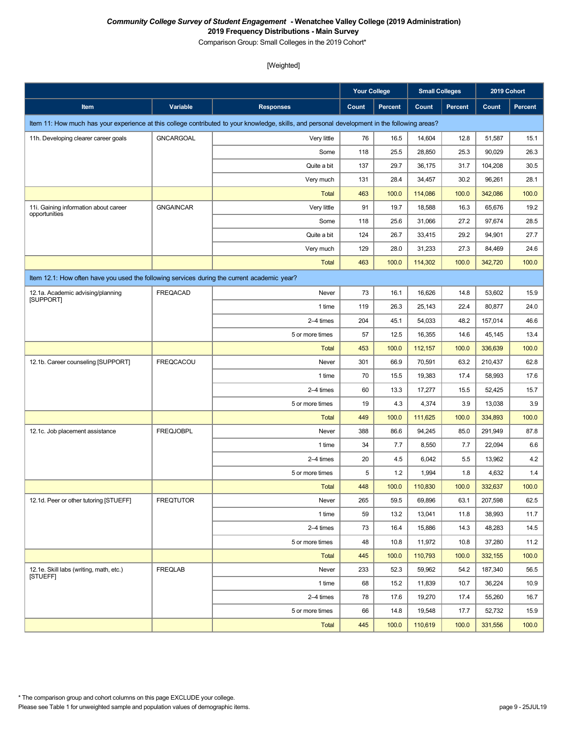***Community College Survey of Student Engagement*** **- Wenatchee Valley College (2019 Administration)**
**2019 Frequency Distributions - Main Survey**
Comparison Group: Small Colleges in the 2019 Cohort*

[Weighted]

| | | | Your College | | Small Colleges | | 2019 Cohort | |
|---|---|---|---|---|---|---|---|---|
| **Item** | **Variable** | **Responses** | **Count** | **Percent** | **Count** | **Percent** | **Count** | **Percent** |
| Item 11: How much has your experience at this college contributed to your knowledge, skills, and personal development in the following areas? | | | | | | | | |
| 11h. Developing clearer career goals | GNCARGOAL | Very little | 76 | 16.5 | 14,604 | 12.8 | 51,587 | 15.1 |
| | | Some | 118 | 25.5 | 28,850 | 25.3 | 90,029 | 26.3 |
| | | Quite a bit | 137 | 29.7 | 36,175 | 31.7 | 104,208 | 30.5 |
| | | Very much | 131 | 28.4 | 34,457 | 30.2 | 96,261 | 28.1 |
| | | Total | 463 | 100.0 | 114,086 | 100.0 | 342,086 | 100.0 |
| 11i. Gaining information about career opportunities | GNGAINCAR | Very little | 91 | 19.7 | 18,588 | 16.3 | 65,676 | 19.2 |
| | | Some | 118 | 25.6 | 31,066 | 27.2 | 97,674 | 28.5 |
| | | Quite a bit | 124 | 26.7 | 33,415 | 29.2 | 94,901 | 27.7 |
| | | Very much | 129 | 28.0 | 31,233 | 27.3 | 84,469 | 24.6 |
| | | Total | 463 | 100.0 | 114,302 | 100.0 | 342,720 | 100.0 |
| Item 12.1: How often have you used the following services during the current academic year? | | | | | | | | |
| 12.1a. Academic advising/planning [SUPPORT] | FREQACAD | Never | 73 | 16.1 | 16,626 | 14.8 | 53,602 | 15.9 |
| | | 1 time | 119 | 26.3 | 25,143 | 22.4 | 80,877 | 24.0 |
| | | 2–4 times | 204 | 45.1 | 54,033 | 48.2 | 157,014 | 46.6 |
| | | 5 or more times | 57 | 12.5 | 16,355 | 14.6 | 45,145 | 13.4 |
| | | Total | 453 | 100.0 | 112,157 | 100.0 | 336,639 | 100.0 |
| 12.1b. Career counseling [SUPPORT] | FREQCACOU | Never | 301 | 66.9 | 70,591 | 63.2 | 210,437 | 62.8 |
| | | 1 time | 70 | 15.5 | 19,383 | 17.4 | 58,993 | 17.6 |
| | | 2–4 times | 60 | 13.3 | 17,277 | 15.5 | 52,425 | 15.7 |
| | | 5 or more times | 19 | 4.3 | 4,374 | 3.9 | 13,038 | 3.9 |
| | | Total | 449 | 100.0 | 111,625 | 100.0 | 334,893 | 100.0 |
| 12.1c. Job placement assistance | FREQJOBPL | Never | 388 | 86.6 | 94,245 | 85.0 | 291,949 | 87.8 |
| | | 1 time | 34 | 7.7 | 8,550 | 7.7 | 22,094 | 6.6 |
| | | 2–4 times | 20 | 4.5 | 6,042 | 5.5 | 13,962 | 4.2 |
| | | 5 or more times | 5 | 1.2 | 1,994 | 1.8 | 4,632 | 1.4 |
| | | Total | 448 | 100.0 | 110,830 | 100.0 | 332,637 | 100.0 |
| 12.1d. Peer or other tutoring [STUEFF] | FREQTUTOR | Never | 265 | 59.5 | 69,896 | 63.1 | 207,598 | 62.5 |
| | | 1 time | 59 | 13.2 | 13,041 | 11.8 | 38,993 | 11.7 |
| | | 2–4 times | 73 | 16.4 | 15,886 | 14.3 | 48,283 | 14.5 |
| | | 5 or more times | 48 | 10.8 | 11,972 | 10.8 | 37,280 | 11.2 |
| | | Total | 445 | 100.0 | 110,793 | 100.0 | 332,155 | 100.0 |
| 12.1e. Skill labs (writing, math, etc.) [STUEFF] | FREQLAB | Never | 233 | 52.3 | 59,962 | 54.2 | 187,340 | 56.5 |
| | | 1 time | 68 | 15.2 | 11,839 | 10.7 | 36,224 | 10.9 |
| | | 2–4 times | 78 | 17.6 | 19,270 | 17.4 | 55,260 | 16.7 |
| | | 5 or more times | 66 | 14.8 | 19,548 | 17.7 | 52,732 | 15.9 |
| | | Total | 445 | 100.0 | 110,619 | 100.0 | 331,556 | 100.0 |

* The comparison group and cohort columns on this page EXCLUDE your college.
Please see Table 1 for unweighted sample and population values of demographic items.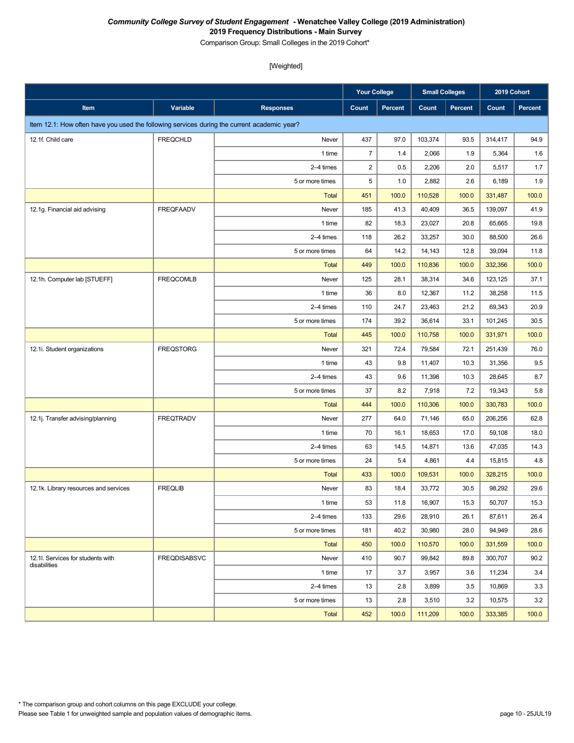***Community College Survey of Student Engagement* - Wenatchee Valley College (2019 Administration)**
**2019 Frequency Distributions - Main Survey**
Comparison Group: Small Colleges in the 2019 Cohort*

[Weighted]

| | | | Your College | | Small Colleges | | 2019 Cohort | |
|---|---|---|---|---|---|---|---|---|
| Item | Variable | Responses | Count | Percent | Count | Percent | Count | Percent |
| Item 12.1: How often have you used the following services during the current academic year? | | | | | | | | |
| 12.1f. Child care | FREQCHLD | Never | 437 | 97.0 | 103,374 | 93.5 | 314,417 | 94.9 |
| | | 1 time | 7 | 1.4 | 2,066 | 1.9 | 5,364 | 1.6 |
| | | 2–4 times | 2 | 0.5 | 2,206 | 2.0 | 5,517 | 1.7 |
| | | 5 or more times | 5 | 1.0 | 2,882 | 2.6 | 6,189 | 1.9 |
| | | Total | 451 | 100.0 | 110,528 | 100.0 | 331,487 | 100.0 |
| 12.1g. Financial aid advising | FREQFAADV | Never | 185 | 41.3 | 40,409 | 36.5 | 139,097 | 41.9 |
| | | 1 time | 82 | 18.3 | 23,027 | 20.8 | 65,665 | 19.8 |
| | | 2–4 times | 118 | 26.2 | 33,257 | 30.0 | 88,500 | 26.6 |
| | | 5 or more times | 64 | 14.2 | 14,143 | 12.8 | 39,094 | 11.8 |
| | | Total | 449 | 100.0 | 110,836 | 100.0 | 332,356 | 100.0 |
| 12.1h. Computer lab [STUEFF] | FREQCOMLB | Never | 125 | 28.1 | 38,314 | 34.6 | 123,125 | 37.1 |
| | | 1 time | 36 | 8.0 | 12,367 | 11.2 | 38,258 | 11.5 |
| | | 2–4 times | 110 | 24.7 | 23,463 | 21.2 | 69,343 | 20.9 |
| | | 5 or more times | 174 | 39.2 | 36,614 | 33.1 | 101,245 | 30.5 |
| | | Total | 445 | 100.0 | 110,758 | 100.0 | 331,971 | 100.0 |
| 12.1i. Student organizations | FREQSTORG | Never | 321 | 72.4 | 79,584 | 72.1 | 251,439 | 76.0 |
| | | 1 time | 43 | 9.8 | 11,407 | 10.3 | 31,356 | 9.5 |
| | | 2–4 times | 43 | 9.6 | 11,398 | 10.3 | 28,645 | 8.7 |
| | | 5 or more times | 37 | 8.2 | 7,918 | 7.2 | 19,343 | 5.8 |
| | | Total | 444 | 100.0 | 110,306 | 100.0 | 330,783 | 100.0 |
| 12.1j. Transfer advising/planning | FREQTRADV | Never | 277 | 64.0 | 71,146 | 65.0 | 206,256 | 62.8 |
| | | 1 time | 70 | 16.1 | 18,653 | 17.0 | 59,108 | 18.0 |
| | | 2–4 times | 63 | 14.5 | 14,871 | 13.6 | 47,035 | 14.3 |
| | | 5 or more times | 24 | 5.4 | 4,861 | 4.4 | 15,815 | 4.8 |
| | | Total | 433 | 100.0 | 109,531 | 100.0 | 328,215 | 100.0 |
| 12.1k. Library resources and services | FREQLIB | Never | 83 | 18.4 | 33,772 | 30.5 | 98,292 | 29.6 |
| | | 1 time | 53 | 11.8 | 16,907 | 15.3 | 50,707 | 15.3 |
| | | 2–4 times | 133 | 29.6 | 28,910 | 26.1 | 87,611 | 26.4 |
| | | 5 or more times | 181 | 40.2 | 30,980 | 28.0 | 94,949 | 28.6 |
| | | Total | 450 | 100.0 | 110,570 | 100.0 | 331,559 | 100.0 |
| 12.1l. Services for students with disabilities | FREQDISABSVC | Never | 410 | 90.7 | 99,842 | 89.8 | 300,707 | 90.2 |
| | | 1 time | 17 | 3.7 | 3,957 | 3.6 | 11,234 | 3.4 |
| | | 2–4 times | 13 | 2.8 | 3,899 | 3.5 | 10,869 | 3.3 |
| | | 5 or more times | 13 | 2.8 | 3,510 | 3.2 | 10,575 | 3.2 |
| | | Total | 452 | 100.0 | 111,209 | 100.0 | 333,385 | 100.0 |

* The comparison group and cohort columns on this page EXCLUDE your college.
Please see Table 1 for unweighted sample and population values of demographic items.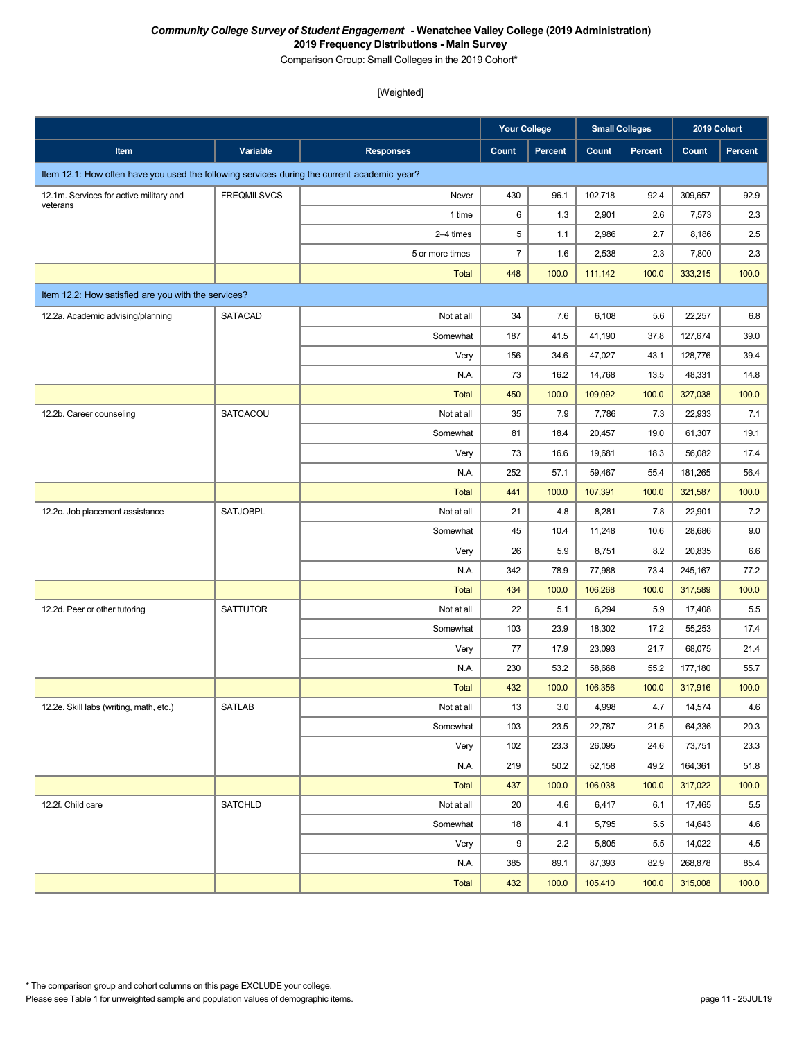**_Community College Survey of Student Engagement_ - Wenatchee Valley College (2019 Administration)**
**2019 Frequency Distributions - Main Survey**
Comparison Group: Small Colleges in the 2019 Cohort*

[Weighted]

| | | | Your College | | Small Colleges | | 2019 Cohort | |
|---|---|---|---|---|---|---|---|---|
| **Item** | **Variable** | **Responses** | **Count** | **Percent** | **Count** | **Percent** | **Count** | **Percent** |
| Item 12.1: How often have you used the following services during the current academic year? | | | | | | | | |
| 12.1m. Services for active military and veterans | FREQMILSVCS | Never | 430 | 96.1 | 102,718 | 92.4 | 309,657 | 92.9 |
| | | 1 time | 6 | 1.3 | 2,901 | 2.6 | 7,573 | 2.3 |
| | | 2–4 times | 5 | 1.1 | 2,986 | 2.7 | 8,186 | 2.5 |
| | | 5 or more times | 7 | 1.6 | 2,538 | 2.3 | 7,800 | 2.3 |
| | | Total | 448 | 100.0 | 111,142 | 100.0 | 333,215 | 100.0 |
| Item 12.2: How satisfied are you with the services? | | | | | | | | |
| 12.2a. Academic advising/planning | SATACAD | Not at all | 34 | 7.6 | 6,108 | 5.6 | 22,257 | 6.8 |
| | | Somewhat | 187 | 41.5 | 41,190 | 37.8 | 127,674 | 39.0 |
| | | Very | 156 | 34.6 | 47,027 | 43.1 | 128,776 | 39.4 |
| | | N.A. | 73 | 16.2 | 14,768 | 13.5 | 48,331 | 14.8 |
| | | Total | 450 | 100.0 | 109,092 | 100.0 | 327,038 | 100.0 |
| 12.2b. Career counseling | SATCACOU | Not at all | 35 | 7.9 | 7,786 | 7.3 | 22,933 | 7.1 |
| | | Somewhat | 81 | 18.4 | 20,457 | 19.0 | 61,307 | 19.1 |
| | | Very | 73 | 16.6 | 19,681 | 18.3 | 56,082 | 17.4 |
| | | N.A. | 252 | 57.1 | 59,467 | 55.4 | 181,265 | 56.4 |
| | | Total | 441 | 100.0 | 107,391 | 100.0 | 321,587 | 100.0 |
| 12.2c. Job placement assistance | SATJOBPL | Not at all | 21 | 4.8 | 8,281 | 7.8 | 22,901 | 7.2 |
| | | Somewhat | 45 | 10.4 | 11,248 | 10.6 | 28,686 | 9.0 |
| | | Very | 26 | 5.9 | 8,751 | 8.2 | 20,835 | 6.6 |
| | | N.A. | 342 | 78.9 | 77,988 | 73.4 | 245,167 | 77.2 |
| | | Total | 434 | 100.0 | 106,268 | 100.0 | 317,589 | 100.0 |
| 12.2d. Peer or other tutoring | SATTUTOR | Not at all | 22 | 5.1 | 6,294 | 5.9 | 17,408 | 5.5 |
| | | Somewhat | 103 | 23.9 | 18,302 | 17.2 | 55,253 | 17.4 |
| | | Very | 77 | 17.9 | 23,093 | 21.7 | 68,075 | 21.4 |
| | | N.A. | 230 | 53.2 | 58,668 | 55.2 | 177,180 | 55.7 |
| | | Total | 432 | 100.0 | 106,356 | 100.0 | 317,916 | 100.0 |
| 12.2e. Skill labs (writing, math, etc.) | SATLAB | Not at all | 13 | 3.0 | 4,998 | 4.7 | 14,574 | 4.6 |
| | | Somewhat | 103 | 23.5 | 22,787 | 21.5 | 64,336 | 20.3 |
| | | Very | 102 | 23.3 | 26,095 | 24.6 | 73,751 | 23.3 |
| | | N.A. | 219 | 50.2 | 52,158 | 49.2 | 164,361 | 51.8 |
| | | Total | 437 | 100.0 | 106,038 | 100.0 | 317,022 | 100.0 |
| 12.2f. Child care | SATCHLD | Not at all | 20 | 4.6 | 6,417 | 6.1 | 17,465 | 5.5 |
| | | Somewhat | 18 | 4.1 | 5,795 | 5.5 | 14,643 | 4.6 |
| | | Very | 9 | 2.2 | 5,805 | 5.5 | 14,022 | 4.5 |
| | | N.A. | 385 | 89.1 | 87,393 | 82.9 | 268,878 | 85.4 |
| | | Total | 432 | 100.0 | 105,410 | 100.0 | 315,008 | 100.0 |

* The comparison group and cohort columns on this page EXCLUDE your college.
Please see Table 1 for unweighted sample and population values of demographic items.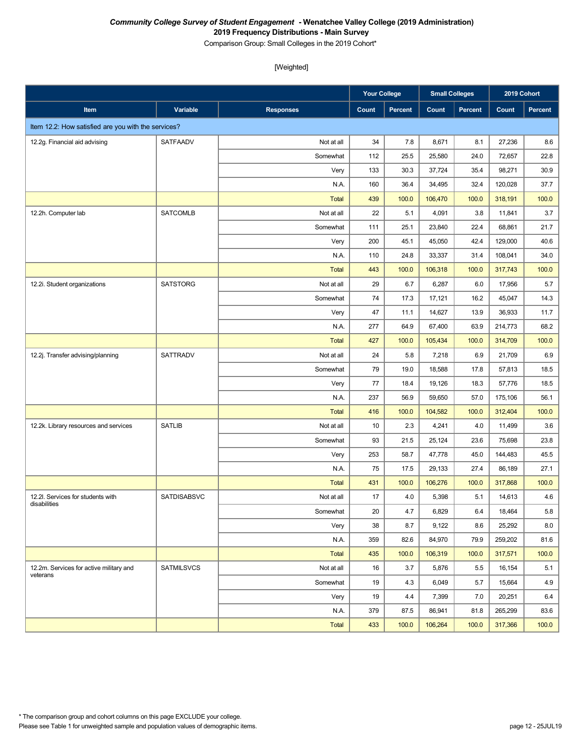***Community College Survey of Student Engagement* - Wenatchee Valley College (2019 Administration)**
**2019 Frequency Distributions - Main Survey**
Comparison Group: Small Colleges in the 2019 Cohort*

[Weighted]

| | | | Your College | | Small Colleges | | 2019 Cohort | |
|---|---|---|---|---|---|---|---|---|
| **Item** | **Variable** | **Responses** | **Count** | **Percent** | **Count** | **Percent** | **Count** | **Percent** |
| Item 12.2: How satisfied are you with the services? | | | | | | | | |
| 12.2g. Financial aid advising | SATFAADV | Not at all | 34 | 7.8 | 8,671 | 8.1 | 27,236 | 8.6 |
| | | Somewhat | 112 | 25.5 | 25,580 | 24.0 | 72,657 | 22.8 |
| | | Very | 133 | 30.3 | 37,724 | 35.4 | 98,271 | 30.9 |
| | | N.A. | 160 | 36.4 | 34,495 | 32.4 | 120,028 | 37.7 |
| | | Total | 439 | 100.0 | 106,470 | 100.0 | 318,191 | 100.0 |
| 12.2h. Computer lab | SATCOMLB | Not at all | 22 | 5.1 | 4,091 | 3.8 | 11,841 | 3.7 |
| | | Somewhat | 111 | 25.1 | 23,840 | 22.4 | 68,861 | 21.7 |
| | | Very | 200 | 45.1 | 45,050 | 42.4 | 129,000 | 40.6 |
| | | N.A. | 110 | 24.8 | 33,337 | 31.4 | 108,041 | 34.0 |
| | | Total | 443 | 100.0 | 106,318 | 100.0 | 317,743 | 100.0 |
| 12.2i. Student organizations | SATSTORG | Not at all | 29 | 6.7 | 6,287 | 6.0 | 17,956 | 5.7 |
| | | Somewhat | 74 | 17.3 | 17,121 | 16.2 | 45,047 | 14.3 |
| | | Very | 47 | 11.1 | 14,627 | 13.9 | 36,933 | 11.7 |
| | | N.A. | 277 | 64.9 | 67,400 | 63.9 | 214,773 | 68.2 |
| | | Total | 427 | 100.0 | 105,434 | 100.0 | 314,709 | 100.0 |
| 12.2j. Transfer advising/planning | SATTRADV | Not at all | 24 | 5.8 | 7,218 | 6.9 | 21,709 | 6.9 |
| | | Somewhat | 79 | 19.0 | 18,588 | 17.8 | 57,813 | 18.5 |
| | | Very | 77 | 18.4 | 19,126 | 18.3 | 57,776 | 18.5 |
| | | N.A. | 237 | 56.9 | 59,650 | 57.0 | 175,106 | 56.1 |
| | | Total | 416 | 100.0 | 104,582 | 100.0 | 312,404 | 100.0 |
| 12.2k. Library resources and services | SATLIB | Not at all | 10 | 2.3 | 4,241 | 4.0 | 11,499 | 3.6 |
| | | Somewhat | 93 | 21.5 | 25,124 | 23.6 | 75,698 | 23.8 |
| | | Very | 253 | 58.7 | 47,778 | 45.0 | 144,483 | 45.5 |
| | | N.A. | 75 | 17.5 | 29,133 | 27.4 | 86,189 | 27.1 |
| | | Total | 431 | 100.0 | 106,276 | 100.0 | 317,868 | 100.0 |
| 12.2l. Services for students with disabilities | SATDISABSVC | Not at all | 17 | 4.0 | 5,398 | 5.1 | 14,613 | 4.6 |
| | | Somewhat | 20 | 4.7 | 6,829 | 6.4 | 18,464 | 5.8 |
| | | Very | 38 | 8.7 | 9,122 | 8.6 | 25,292 | 8.0 |
| | | N.A. | 359 | 82.6 | 84,970 | 79.9 | 259,202 | 81.6 |
| | | Total | 435 | 100.0 | 106,319 | 100.0 | 317,571 | 100.0 |
| 12.2m. Services for active military and veterans | SATMILSVCS | Not at all | 16 | 3.7 | 5,876 | 5.5 | 16,154 | 5.1 |
| | | Somewhat | 19 | 4.3 | 6,049 | 5.7 | 15,664 | 4.9 |
| | | Very | 19 | 4.4 | 7,399 | 7.0 | 20,251 | 6.4 |
| | | N.A. | 379 | 87.5 | 86,941 | 81.8 | 265,299 | 83.6 |
| | | Total | 433 | 100.0 | 106,264 | 100.0 | 317,366 | 100.0 |

* The comparison group and cohort columns on this page EXCLUDE your college.
Please see Table 1 for unweighted sample and population values of demographic items.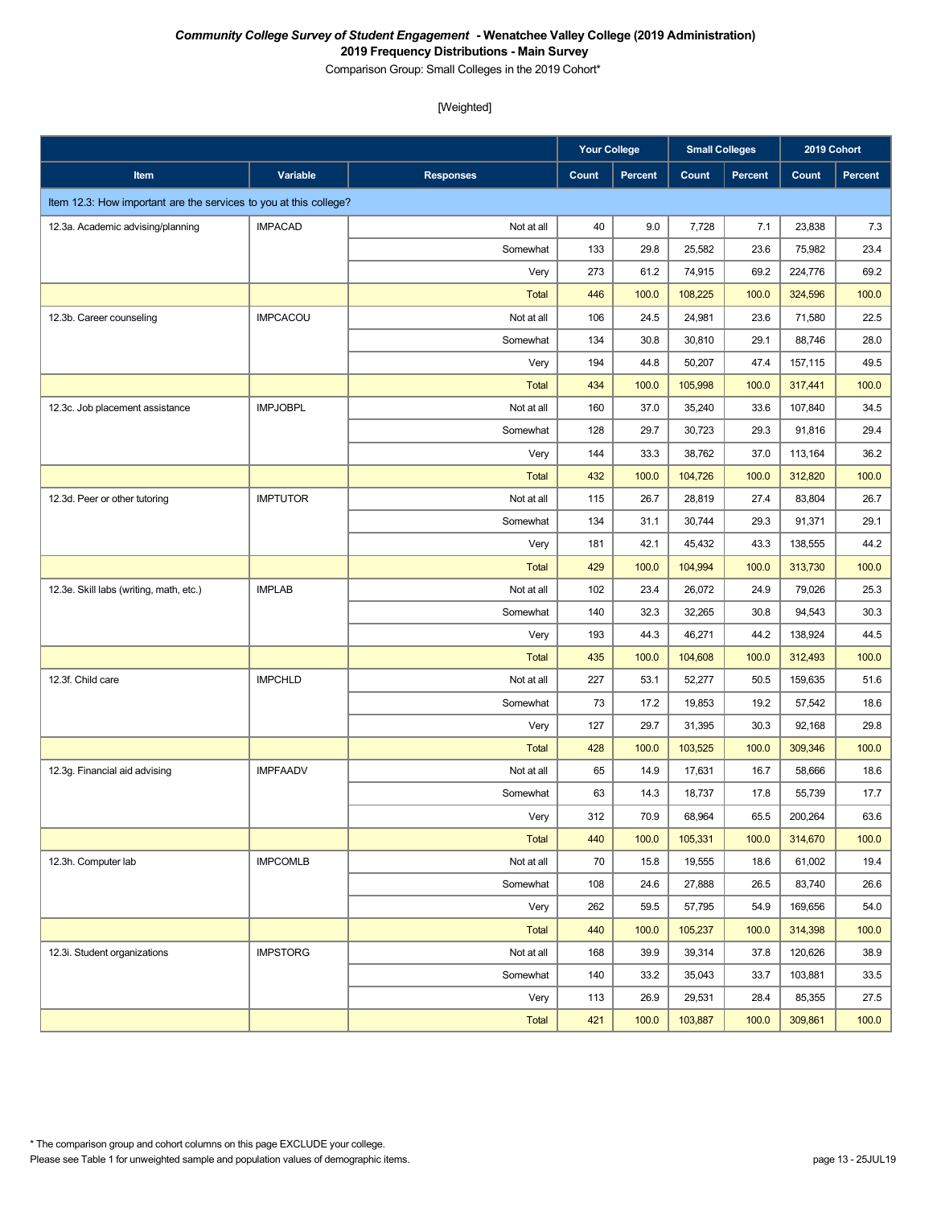***Community College Survey of Student Engagement* - Wenatchee Valley College (2019 Administration)**
**2019 Frequency Distributions - Main Survey**
Comparison Group: Small Colleges in the 2019 Cohort*

[Weighted]

| | | | Your College | | Small Colleges | | 2019 Cohort | |
|---|---|---|---|---|---|---|---|---|
| **Item** | **Variable** | **Responses** | **Count** | **Percent** | **Count** | **Percent** | **Count** | **Percent** |
| Item 12.3: How important are the services to you at this college? | | | | | | | | |
| 12.3a. Academic advising/planning | IMPACAD | Not at all | 40 | 9.0 | 7,728 | 7.1 | 23,838 | 7.3 |
| | | Somewhat | 133 | 29.8 | 25,582 | 23.6 | 75,982 | 23.4 |
| | | Very | 273 | 61.2 | 74,915 | 69.2 | 224,776 | 69.2 |
| | | Total | 446 | 100.0 | 108,225 | 100.0 | 324,596 | 100.0 |
| 12.3b. Career counseling | IMPCACOU | Not at all | 106 | 24.5 | 24,981 | 23.6 | 71,580 | 22.5 |
| | | Somewhat | 134 | 30.8 | 30,810 | 29.1 | 88,746 | 28.0 |
| | | Very | 194 | 44.8 | 50,207 | 47.4 | 157,115 | 49.5 |
| | | Total | 434 | 100.0 | 105,998 | 100.0 | 317,441 | 100.0 |
| 12.3c. Job placement assistance | IMPJOBPL | Not at all | 160 | 37.0 | 35,240 | 33.6 | 107,840 | 34.5 |
| | | Somewhat | 128 | 29.7 | 30,723 | 29.3 | 91,816 | 29.4 |
| | | Very | 144 | 33.3 | 38,762 | 37.0 | 113,164 | 36.2 |
| | | Total | 432 | 100.0 | 104,726 | 100.0 | 312,820 | 100.0 |
| 12.3d. Peer or other tutoring | IMPTUTOR | Not at all | 115 | 26.7 | 28,819 | 27.4 | 83,804 | 26.7 |
| | | Somewhat | 134 | 31.1 | 30,744 | 29.3 | 91,371 | 29.1 |
| | | Very | 181 | 42.1 | 45,432 | 43.3 | 138,555 | 44.2 |
| | | Total | 429 | 100.0 | 104,994 | 100.0 | 313,730 | 100.0 |
| 12.3e. Skill labs (writing, math, etc.) | IMPLAB | Not at all | 102 | 23.4 | 26,072 | 24.9 | 79,026 | 25.3 |
| | | Somewhat | 140 | 32.3 | 32,265 | 30.8 | 94,543 | 30.3 |
| | | Very | 193 | 44.3 | 46,271 | 44.2 | 138,924 | 44.5 |
| | | Total | 435 | 100.0 | 104,608 | 100.0 | 312,493 | 100.0 |
| 12.3f. Child care | IMPCHLD | Not at all | 227 | 53.1 | 52,277 | 50.5 | 159,635 | 51.6 |
| | | Somewhat | 73 | 17.2 | 19,853 | 19.2 | 57,542 | 18.6 |
| | | Very | 127 | 29.7 | 31,395 | 30.3 | 92,168 | 29.8 |
| | | Total | 428 | 100.0 | 103,525 | 100.0 | 309,346 | 100.0 |
| 12.3g. Financial aid advising | IMPFAADV | Not at all | 65 | 14.9 | 17,631 | 16.7 | 58,666 | 18.6 |
| | | Somewhat | 63 | 14.3 | 18,737 | 17.8 | 55,739 | 17.7 |
| | | Very | 312 | 70.9 | 68,964 | 65.5 | 200,264 | 63.6 |
| | | Total | 440 | 100.0 | 105,331 | 100.0 | 314,670 | 100.0 |
| 12.3h. Computer lab | IMPCOMLB | Not at all | 70 | 15.8 | 19,555 | 18.6 | 61,002 | 19.4 |
| | | Somewhat | 108 | 24.6 | 27,888 | 26.5 | 83,740 | 26.6 |
| | | Very | 262 | 59.5 | 57,795 | 54.9 | 169,656 | 54.0 |
| | | Total | 440 | 100.0 | 105,237 | 100.0 | 314,398 | 100.0 |
| 12.3i. Student organizations | IMPSTORG | Not at all | 168 | 39.9 | 39,314 | 37.8 | 120,626 | 38.9 |
| | | Somewhat | 140 | 33.2 | 35,043 | 33.7 | 103,881 | 33.5 |
| | | Very | 113 | 26.9 | 29,531 | 28.4 | 85,355 | 27.5 |
| | | Total | 421 | 100.0 | 103,887 | 100.0 | 309,861 | 100.0 |

* The comparison group and cohort columns on this page EXCLUDE your college.
Please see Table 1 for unweighted sample and population values of demographic items.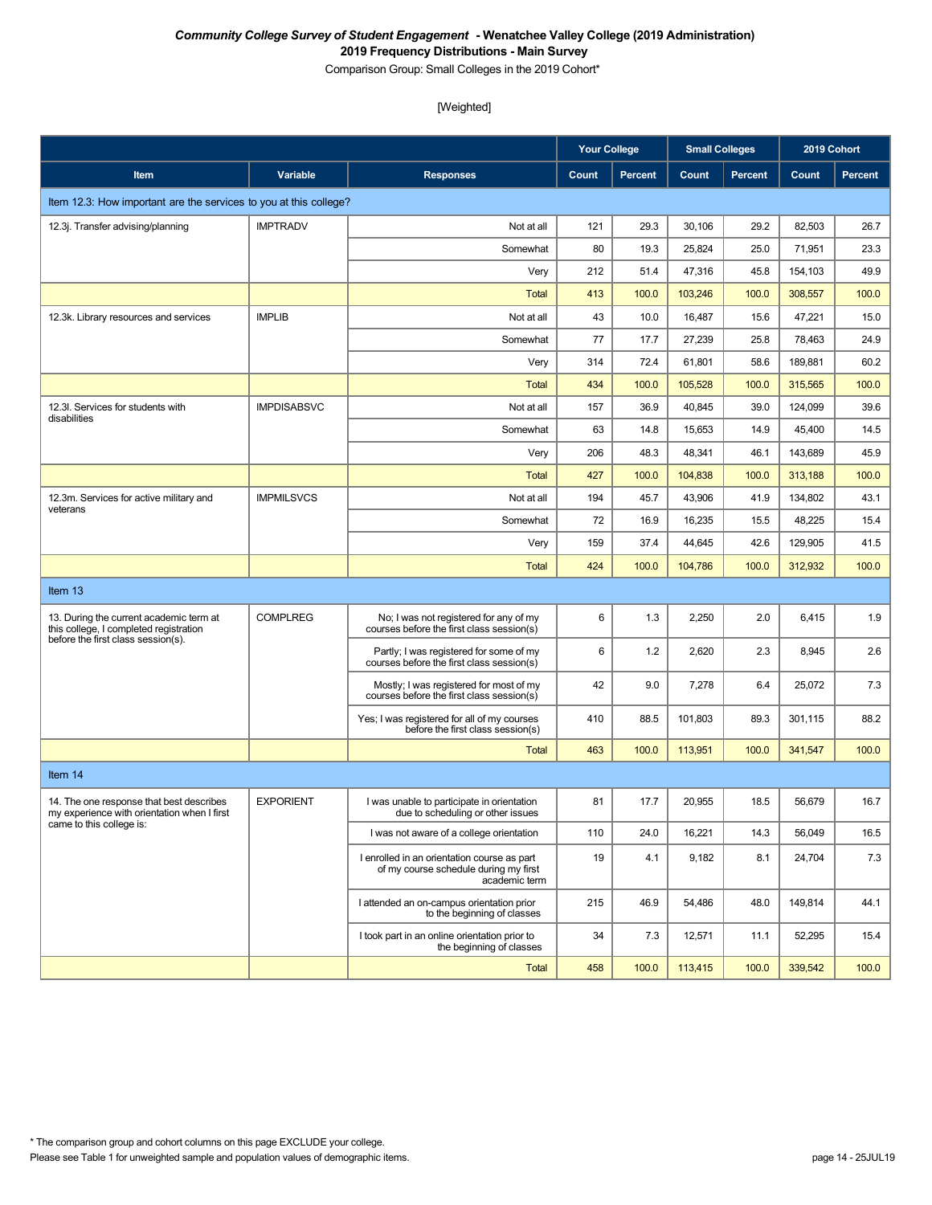***Community College Survey of Student Engagement* - Wenatchee Valley College (2019 Administration)**
**2019 Frequency Distributions - Main Survey**
Comparison Group: Small Colleges in the 2019 Cohort*

[Weighted]

| | | | Your College | | Small Colleges | | 2019 Cohort | |
|---|---|---|---|---|---|---|---|---|
| **Item** | **Variable** | **Responses** | **Count** | **Percent** | **Count** | **Percent** | **Count** | **Percent** |
| Item 12.3: How important are the services to you at this college? | | | | | | | | |
| 12.3j. Transfer advising/planning | IMPTRADV | Not at all | 121 | 29.3 | 30,106 | 29.2 | 82,503 | 26.7 |
| | | Somewhat | 80 | 19.3 | 25,824 | 25.0 | 71,951 | 23.3 |
| | | Very | 212 | 51.4 | 47,316 | 45.8 | 154,103 | 49.9 |
| | | Total | 413 | 100.0 | 103,246 | 100.0 | 308,557 | 100.0 |
| 12.3k. Library resources and services | IMPLIB | Not at all | 43 | 10.0 | 16,487 | 15.6 | 47,221 | 15.0 |
| | | Somewhat | 77 | 17.7 | 27,239 | 25.8 | 78,463 | 24.9 |
| | | Very | 314 | 72.4 | 61,801 | 58.6 | 189,881 | 60.2 |
| | | Total | 434 | 100.0 | 105,528 | 100.0 | 315,565 | 100.0 |
| 12.3l. Services for students with disabilities | IMPDISABSVC | Not at all | 157 | 36.9 | 40,845 | 39.0 | 124,099 | 39.6 |
| | | Somewhat | 63 | 14.8 | 15,653 | 14.9 | 45,400 | 14.5 |
| | | Very | 206 | 48.3 | 48,341 | 46.1 | 143,689 | 45.9 |
| | | Total | 427 | 100.0 | 104,838 | 100.0 | 313,188 | 100.0 |
| 12.3m. Services for active military and veterans | IMPMILSVCS | Not at all | 194 | 45.7 | 43,906 | 41.9 | 134,802 | 43.1 |
| | | Somewhat | 72 | 16.9 | 16,235 | 15.5 | 48,225 | 15.4 |
| | | Very | 159 | 37.4 | 44,645 | 42.6 | 129,905 | 41.5 |
| | | Total | 424 | 100.0 | 104,786 | 100.0 | 312,932 | 100.0 |
| Item 13 | | | | | | | | |
| 13. During the current academic term at this college, I completed registration before the first class session(s). | COMPLREG | No; I was not registered for any of my courses before the first class session(s) | 6 | 1.3 | 2,250 | 2.0 | 6,415 | 1.9 |
| | | Partly; I was registered for some of my courses before the first class session(s) | 6 | 1.2 | 2,620 | 2.3 | 8,945 | 2.6 |
| | | Mostly; I was registered for most of my courses before the first class session(s) | 42 | 9.0 | 7,278 | 6.4 | 25,072 | 7.3 |
| | | Yes; I was registered for all of my courses before the first class session(s) | 410 | 88.5 | 101,803 | 89.3 | 301,115 | 88.2 |
| | | Total | 463 | 100.0 | 113,951 | 100.0 | 341,547 | 100.0 |
| Item 14 | | | | | | | | |
| 14. The one response that best describes my experience with orientation when I first came to this college is: | EXPORIENT | I was unable to participate in orientation due to scheduling or other issues | 81 | 17.7 | 20,955 | 18.5 | 56,679 | 16.7 |
| | | I was not aware of a college orientation | 110 | 24.0 | 16,221 | 14.3 | 56,049 | 16.5 |
| | | I enrolled in an orientation course as part of my course schedule during my first academic term | 19 | 4.1 | 9,182 | 8.1 | 24,704 | 7.3 |
| | | I attended an on-campus orientation prior to the beginning of classes | 215 | 46.9 | 54,486 | 48.0 | 149,814 | 44.1 |
| | | I took part in an online orientation prior to the beginning of classes | 34 | 7.3 | 12,571 | 11.1 | 52,295 | 15.4 |
| | | Total | 458 | 100.0 | 113,415 | 100.0 | 339,542 | 100.0 |

* The comparison group and cohort columns on this page EXCLUDE your college.
Please see Table 1 for unweighted sample and population values of demographic items.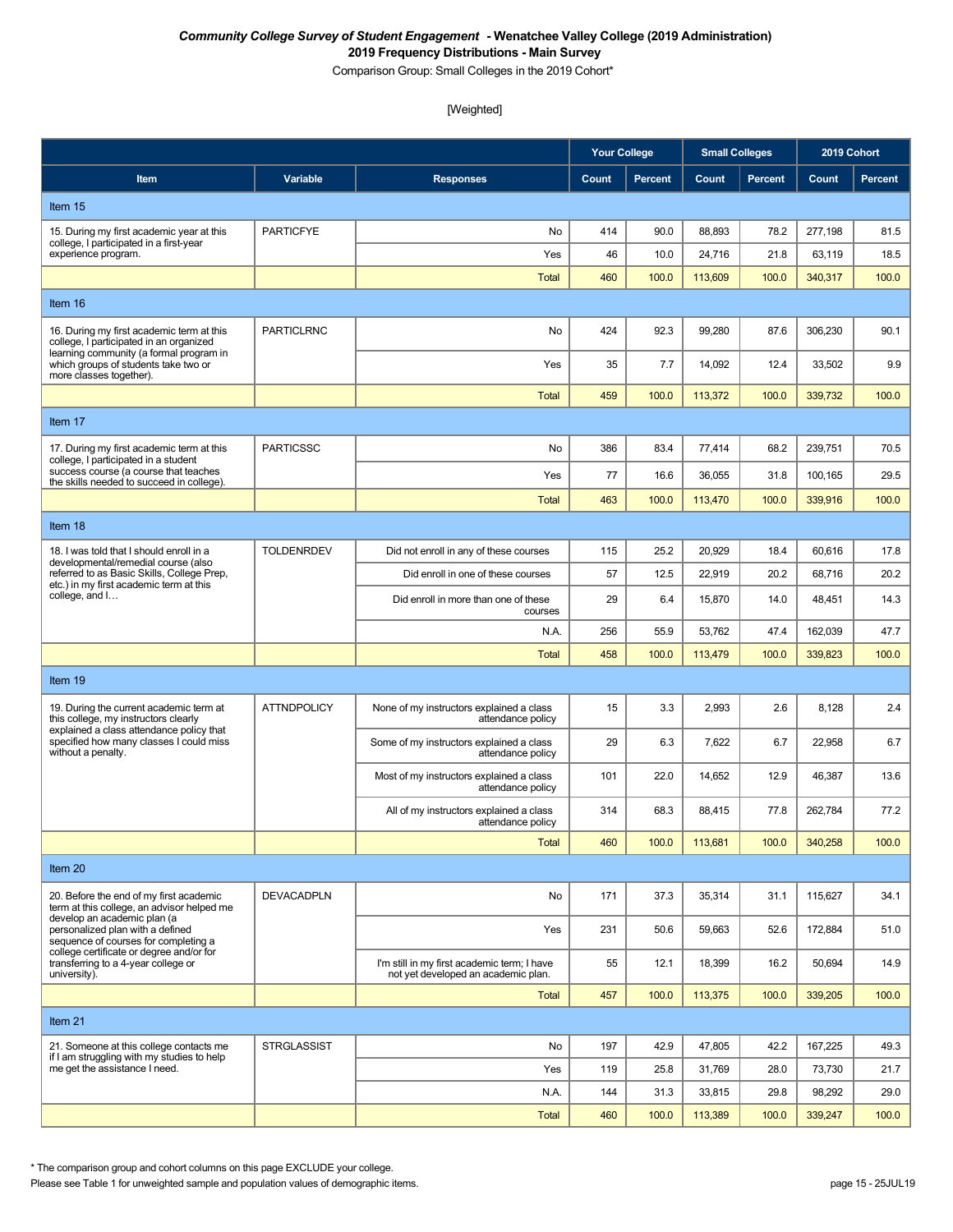***Community College Survey of Student Engagement* - Wenatchee Valley College (2019 Administration)**
**2019 Frequency Distributions - Main Survey**
Comparison Group: Small Colleges in the 2019 Cohort*

[Weighted]

| Item | Variable | Responses | Your College | | Small Colleges | | 2019 Cohort | |
|---|---|---|---|---|---|---|---|---|
| | | | Count | Percent | Count | Percent | Count | Percent |
| **Item 15** | | | | | | | | |
| 15. During my first academic year at this college, I participated in a first-year experience program. | PARTICFYE | No | 414 | 90.0 | 88,893 | 78.2 | 277,198 | 81.5 |
| | | Yes | 46 | 10.0 | 24,716 | 21.8 | 63,119 | 18.5 |
| | | Total | 460 | 100.0 | 113,609 | 100.0 | 340,317 | 100.0 |
| **Item 16** | | | | | | | | |
| 16. During my first academic term at this college, I participated in an organized learning community (a formal program in which groups of students take two or more classes together). | PARTICLRNC | No | 424 | 92.3 | 99,280 | 87.6 | 306,230 | 90.1 |
| | | Yes | 35 | 7.7 | 14,092 | 12.4 | 33,502 | 9.9 |
| | | Total | 459 | 100.0 | 113,372 | 100.0 | 339,732 | 100.0 |
| **Item 17** | | | | | | | | |
| 17. During my first academic term at this college, I participated in a student success course (a course that teaches the skills needed to succeed in college). | PARTICSSC | No | 386 | 83.4 | 77,414 | 68.2 | 239,751 | 70.5 |
| | | Yes | 77 | 16.6 | 36,055 | 31.8 | 100,165 | 29.5 |
| | | Total | 463 | 100.0 | 113,470 | 100.0 | 339,916 | 100.0 |
| **Item 18** | | | | | | | | |
| 18. I was told that I should enroll in a developmental/remedial course (also referred to as Basic Skills, College Prep, etc.) in my first academic term at this college, and I… | TOLDENRDEV | Did not enroll in any of these courses | 115 | 25.2 | 20,929 | 18.4 | 60,616 | 17.8 |
| | | Did enroll in one of these courses | 57 | 12.5 | 22,919 | 20.2 | 68,716 | 20.2 |
| | | Did enroll in more than one of these courses | 29 | 6.4 | 15,870 | 14.0 | 48,451 | 14.3 |
| | | N.A. | 256 | 55.9 | 53,762 | 47.4 | 162,039 | 47.7 |
| | | Total | 458 | 100.0 | 113,479 | 100.0 | 339,823 | 100.0 |
| **Item 19** | | | | | | | | |
| 19. During the current academic term at this college, my instructors clearly explained a class attendance policy that specified how many classes I could miss without a penalty. | ATTNDPOLICY | None of my instructors explained a class attendance policy | 15 | 3.3 | 2,993 | 2.6 | 8,128 | 2.4 |
| | | Some of my instructors explained a class attendance policy | 29 | 6.3 | 7,622 | 6.7 | 22,958 | 6.7 |
| | | Most of my instructors explained a class attendance policy | 101 | 22.0 | 14,652 | 12.9 | 46,387 | 13.6 |
| | | All of my instructors explained a class attendance policy | 314 | 68.3 | 88,415 | 77.8 | 262,784 | 77.2 |
| | | Total | 460 | 100.0 | 113,681 | 100.0 | 340,258 | 100.0 |
| **Item 20** | | | | | | | | |
| 20. Before the end of my first academic term at this college, an advisor helped me develop an academic plan (a personalized plan with a defined sequence of courses for completing a college certificate or degree and/or for transferring to a 4-year college or university). | DEVACADPLN | No | 171 | 37.3 | 35,314 | 31.1 | 115,627 | 34.1 |
| | | Yes | 231 | 50.6 | 59,663 | 52.6 | 172,884 | 51.0 |
| | | I'm still in my first academic term; I have not yet developed an academic plan. | 55 | 12.1 | 18,399 | 16.2 | 50,694 | 14.9 |
| | | Total | 457 | 100.0 | 113,375 | 100.0 | 339,205 | 100.0 |
| **Item 21** | | | | | | | | |
| 21. Someone at this college contacts me if I am struggling with my studies to help me get the assistance I need. | STRGLASSIST | No | 197 | 42.9 | 47,805 | 42.2 | 167,225 | 49.3 |
| | | Yes | 119 | 25.8 | 31,769 | 28.0 | 73,730 | 21.7 |
| | | N.A. | 144 | 31.3 | 33,815 | 29.8 | 98,292 | 29.0 |
| | | Total | 460 | 100.0 | 113,389 | 100.0 | 339,247 | 100.0 |

* The comparison group and cohort columns on this page EXCLUDE your college.
Please see Table 1 for unweighted sample and population values of demographic items.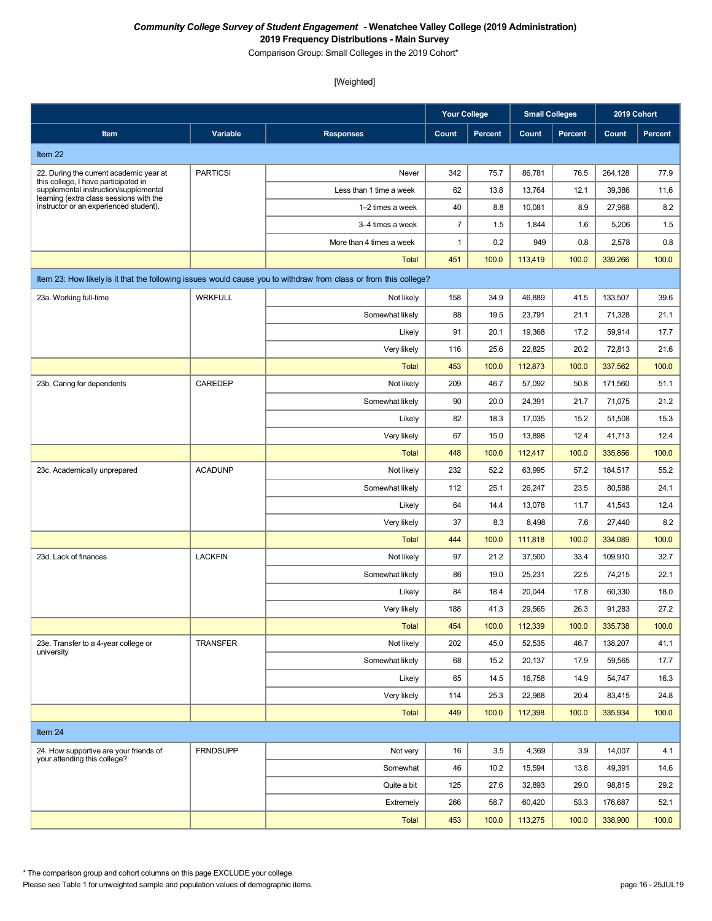***Community College Survey of Student Engagement* - Wenatchee Valley College (2019 Administration)**
**2019 Frequency Distributions - Main Survey**
Comparison Group: Small Colleges in the 2019 Cohort*

[Weighted]

| | | | Your College | | Small Colleges | | 2019 Cohort | |
|---|---|---|---|---|---|---|---|---|
| **Item** | **Variable** | **Responses** | **Count** | **Percent** | **Count** | **Percent** | **Count** | **Percent** |
| Item 22 | | | | | | | | |
| 22. During the current academic year at this college, I have participated in supplemental instruction/supplemental learning (extra class sessions with the instructor or an experienced student). | PARTICSI | Never | 342 | 75.7 | 86,781 | 76.5 | 264,128 | 77.9 |
| | | Less than 1 time a week | 62 | 13.8 | 13,764 | 12.1 | 39,386 | 11.6 |
| | | 1–2 times a week | 40 | 8.8 | 10,081 | 8.9 | 27,968 | 8.2 |
| | | 3–4 times a week | 7 | 1.5 | 1,844 | 1.6 | 5,206 | 1.5 |
| | | More than 4 times a week | 1 | 0.2 | 949 | 0.8 | 2,578 | 0.8 |
| | | Total | 451 | 100.0 | 113,419 | 100.0 | 339,266 | 100.0 |
| Item 23: How likely is it that the following issues would cause you to withdraw from class or from this college? | | | | | | | | |
| 23a. Working full-time | WRKFULL | Not likely | 158 | 34.9 | 46,889 | 41.5 | 133,507 | 39.6 |
| | | Somewhat likely | 88 | 19.5 | 23,791 | 21.1 | 71,328 | 21.1 |
| | | Likely | 91 | 20.1 | 19,368 | 17.2 | 59,914 | 17.7 |
| | | Very likely | 116 | 25.6 | 22,825 | 20.2 | 72,813 | 21.6 |
| | | Total | 453 | 100.0 | 112,873 | 100.0 | 337,562 | 100.0 |
| 23b. Caring for dependents | CAREDEP | Not likely | 209 | 46.7 | 57,092 | 50.8 | 171,560 | 51.1 |
| | | Somewhat likely | 90 | 20.0 | 24,391 | 21.7 | 71,075 | 21.2 |
| | | Likely | 82 | 18.3 | 17,035 | 15.2 | 51,508 | 15.3 |
| | | Very likely | 67 | 15.0 | 13,898 | 12.4 | 41,713 | 12.4 |
| | | Total | 448 | 100.0 | 112,417 | 100.0 | 335,856 | 100.0 |
| 23c. Academically unprepared | ACADUNP | Not likely | 232 | 52.2 | 63,995 | 57.2 | 184,517 | 55.2 |
| | | Somewhat likely | 112 | 25.1 | 26,247 | 23.5 | 80,588 | 24.1 |
| | | Likely | 64 | 14.4 | 13,078 | 11.7 | 41,543 | 12.4 |
| | | Very likely | 37 | 8.3 | 8,498 | 7.6 | 27,440 | 8.2 |
| | | Total | 444 | 100.0 | 111,818 | 100.0 | 334,089 | 100.0 |
| 23d. Lack of finances | LACKFIN | Not likely | 97 | 21.2 | 37,500 | 33.4 | 109,910 | 32.7 |
| | | Somewhat likely | 86 | 19.0 | 25,231 | 22.5 | 74,215 | 22.1 |
| | | Likely | 84 | 18.4 | 20,044 | 17.8 | 60,330 | 18.0 |
| | | Very likely | 188 | 41.3 | 29,565 | 26.3 | 91,283 | 27.2 |
| | | Total | 454 | 100.0 | 112,339 | 100.0 | 335,738 | 100.0 |
| 23e. Transfer to a 4-year college or university | TRANSFER | Not likely | 202 | 45.0 | 52,535 | 46.7 | 138,207 | 41.1 |
| | | Somewhat likely | 68 | 15.2 | 20,137 | 17.9 | 59,565 | 17.7 |
| | | Likely | 65 | 14.5 | 16,758 | 14.9 | 54,747 | 16.3 |
| | | Very likely | 114 | 25.3 | 22,968 | 20.4 | 83,415 | 24.8 |
| | | Total | 449 | 100.0 | 112,398 | 100.0 | 335,934 | 100.0 |
| Item 24 | | | | | | | | |
| 24. How supportive are your friends of your attending this college? | FRNDSUPP | Not very | 16 | 3.5 | 4,369 | 3.9 | 14,007 | 4.1 |
| | | Somewhat | 46 | 10.2 | 15,594 | 13.8 | 49,391 | 14.6 |
| | | Quite a bit | 125 | 27.6 | 32,893 | 29.0 | 98,815 | 29.2 |
| | | Extremely | 266 | 58.7 | 60,420 | 53.3 | 176,687 | 52.1 |
| | | Total | 453 | 100.0 | 113,275 | 100.0 | 338,900 | 100.0 |

* The comparison group and cohort columns on this page EXCLUDE your college.
Please see Table 1 for unweighted sample and population values of demographic items.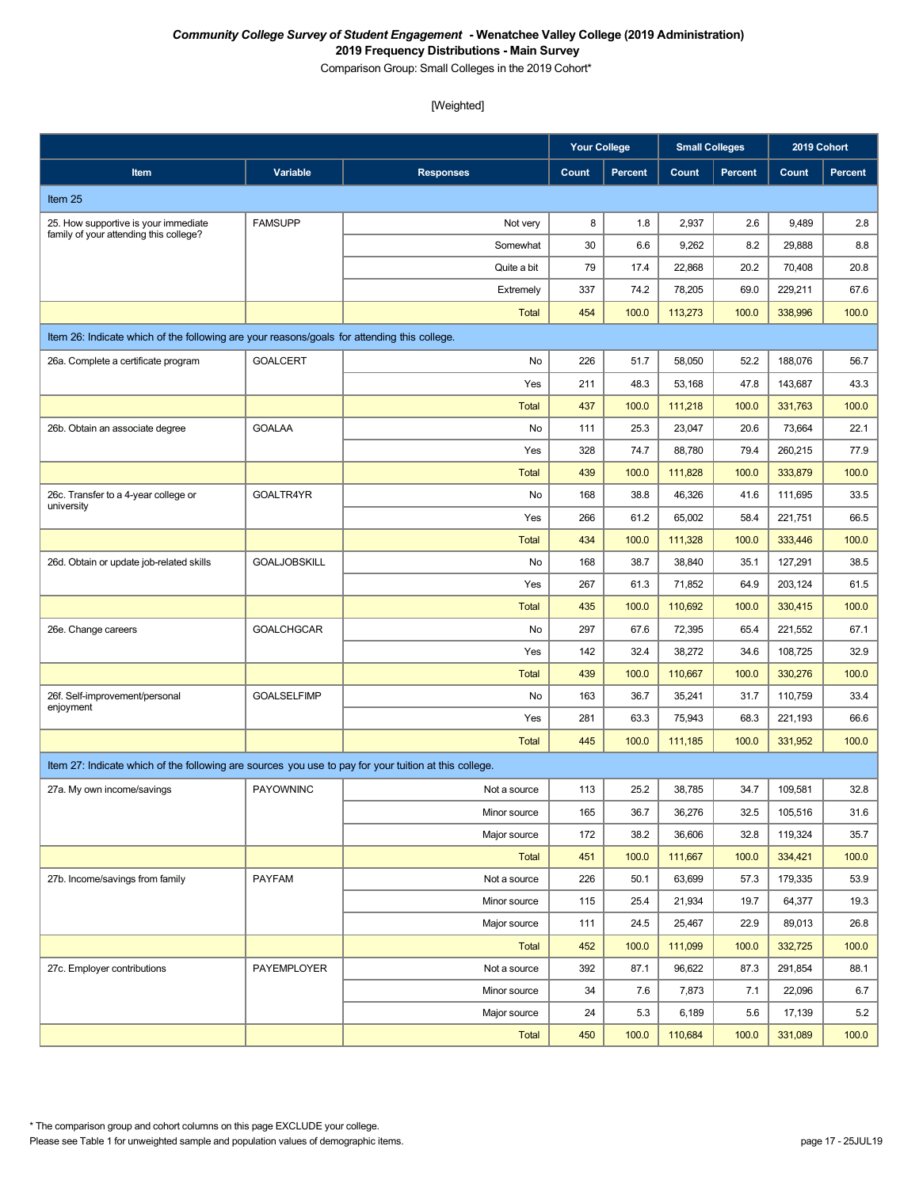***Community College Survey of Student Engagement* - Wenatchee Valley College (2019 Administration)**
**2019 Frequency Distributions - Main Survey**
Comparison Group: Small Colleges in the 2019 Cohort*

[Weighted]

| Item | Variable | Responses | Your College | | Small Colleges | | 2019 Cohort | |
|---|---|---|---|---|---|---|---|---|
| | | | Count | Percent | Count | Percent | Count | Percent |
| **Item 25** | | | | | | | | |
| 25. How supportive is your immediate family of your attending this college? | FAMSUPP | Not very | 8 | 1.8 | 2,937 | 2.6 | 9,489 | 2.8 |
| | | Somewhat | 30 | 6.6 | 9,262 | 8.2 | 29,888 | 8.8 |
| | | Quite a bit | 79 | 17.4 | 22,868 | 20.2 | 70,408 | 20.8 |
| | | Extremely | 337 | 74.2 | 78,205 | 69.0 | 229,211 | 67.6 |
| | | Total | 454 | 100.0 | 113,273 | 100.0 | 338,996 | 100.0 |
| **Item 26: Indicate which of the following are your reasons/goals for attending this college.** | | | | | | | | |
| 26a. Complete a certificate program | GOALCERT | No | 226 | 51.7 | 58,050 | 52.2 | 188,076 | 56.7 |
| | | Yes | 211 | 48.3 | 53,168 | 47.8 | 143,687 | 43.3 |
| | | Total | 437 | 100.0 | 111,218 | 100.0 | 331,763 | 100.0 |
| 26b. Obtain an associate degree | GOALAA | No | 111 | 25.3 | 23,047 | 20.6 | 73,664 | 22.1 |
| | | Yes | 328 | 74.7 | 88,780 | 79.4 | 260,215 | 77.9 |
| | | Total | 439 | 100.0 | 111,828 | 100.0 | 333,879 | 100.0 |
| 26c. Transfer to a 4-year college or university | GOALTR4YR | No | 168 | 38.8 | 46,326 | 41.6 | 111,695 | 33.5 |
| | | Yes | 266 | 61.2 | 65,002 | 58.4 | 221,751 | 66.5 |
| | | Total | 434 | 100.0 | 111,328 | 100.0 | 333,446 | 100.0 |
| 26d. Obtain or update job-related skills | GOALJOBSKILL | No | 168 | 38.7 | 38,840 | 35.1 | 127,291 | 38.5 |
| | | Yes | 267 | 61.3 | 71,852 | 64.9 | 203,124 | 61.5 |
| | | Total | 435 | 100.0 | 110,692 | 100.0 | 330,415 | 100.0 |
| 26e. Change careers | GOALCHGCAR | No | 297 | 67.6 | 72,395 | 65.4 | 221,552 | 67.1 |
| | | Yes | 142 | 32.4 | 38,272 | 34.6 | 108,725 | 32.9 |
| | | Total | 439 | 100.0 | 110,667 | 100.0 | 330,276 | 100.0 |
| 26f. Self-improvement/personal enjoyment | GOALSELFIMP | No | 163 | 36.7 | 35,241 | 31.7 | 110,759 | 33.4 |
| | | Yes | 281 | 63.3 | 75,943 | 68.3 | 221,193 | 66.6 |
| | | Total | 445 | 100.0 | 111,185 | 100.0 | 331,952 | 100.0 |
| **Item 27: Indicate which of the following are sources you use to pay for your tuition at this college.** | | | | | | | | |
| 27a. My own income/savings | PAYOWNINC | Not a source | 113 | 25.2 | 38,785 | 34.7 | 109,581 | 32.8 |
| | | Minor source | 165 | 36.7 | 36,276 | 32.5 | 105,516 | 31.6 |
| | | Major source | 172 | 38.2 | 36,606 | 32.8 | 119,324 | 35.7 |
| | | Total | 451 | 100.0 | 111,667 | 100.0 | 334,421 | 100.0 |
| 27b. Income/savings from family | PAYFAM | Not a source | 226 | 50.1 | 63,699 | 57.3 | 179,335 | 53.9 |
| | | Minor source | 115 | 25.4 | 21,934 | 19.7 | 64,377 | 19.3 |
| | | Major source | 111 | 24.5 | 25,467 | 22.9 | 89,013 | 26.8 |
| | | Total | 452 | 100.0 | 111,099 | 100.0 | 332,725 | 100.0 |
| 27c. Employer contributions | PAYEMPLOYER | Not a source | 392 | 87.1 | 96,622 | 87.3 | 291,854 | 88.1 |
| | | Minor source | 34 | 7.6 | 7,873 | 7.1 | 22,096 | 6.7 |
| | | Major source | 24 | 5.3 | 6,189 | 5.6 | 17,139 | 5.2 |
| | | Total | 450 | 100.0 | 110,684 | 100.0 | 331,089 | 100.0 |

\* The comparison group and cohort columns on this page EXCLUDE your college.
Please see Table 1 for unweighted sample and population values of demographic items.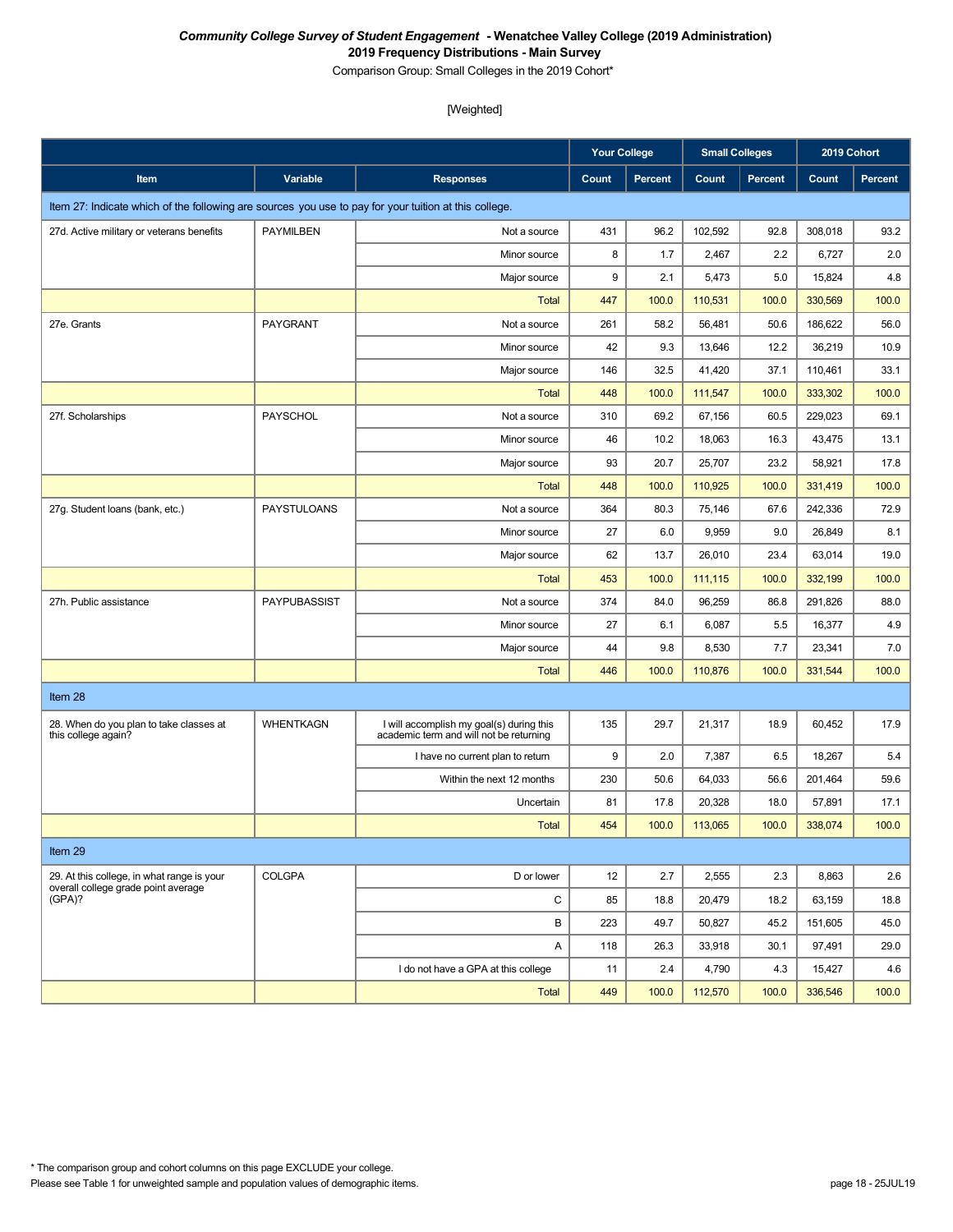***Community College Survey of Student Engagement* - Wenatchee Valley College (2019 Administration)**
**2019 Frequency Distributions - Main Survey**
Comparison Group: Small Colleges in the 2019 Cohort*

[Weighted]

| | | | Your College | | Small Colleges | | 2019 Cohort | |
|---|---|---|---|---|---|---|---|---|
| **Item** | **Variable** | **Responses** | **Count** | **Percent** | **Count** | **Percent** | **Count** | **Percent** |
| Item 27: Indicate which of the following are sources you use to pay for your tuition at this college. | | | | | | | | |
| 27d. Active military or veterans benefits | PAYMILBEN | Not a source | 431 | 96.2 | 102,592 | 92.8 | 308,018 | 93.2 |
| | | Minor source | 8 | 1.7 | 2,467 | 2.2 | 6,727 | 2.0 |
| | | Major source | 9 | 2.1 | 5,473 | 5.0 | 15,824 | 4.8 |
| | | Total | 447 | 100.0 | 110,531 | 100.0 | 330,569 | 100.0 |
| 27e. Grants | PAYGRANT | Not a source | 261 | 58.2 | 56,481 | 50.6 | 186,622 | 56.0 |
| | | Minor source | 42 | 9.3 | 13,646 | 12.2 | 36,219 | 10.9 |
| | | Major source | 146 | 32.5 | 41,420 | 37.1 | 110,461 | 33.1 |
| | | Total | 448 | 100.0 | 111,547 | 100.0 | 333,302 | 100.0 |
| 27f. Scholarships | PAYSCHOL | Not a source | 310 | 69.2 | 67,156 | 60.5 | 229,023 | 69.1 |
| | | Minor source | 46 | 10.2 | 18,063 | 16.3 | 43,475 | 13.1 |
| | | Major source | 93 | 20.7 | 25,707 | 23.2 | 58,921 | 17.8 |
| | | Total | 448 | 100.0 | 110,925 | 100.0 | 331,419 | 100.0 |
| 27g. Student loans (bank, etc.) | PAYSTULOANS | Not a source | 364 | 80.3 | 75,146 | 67.6 | 242,336 | 72.9 |
| | | Minor source | 27 | 6.0 | 9,959 | 9.0 | 26,849 | 8.1 |
| | | Major source | 62 | 13.7 | 26,010 | 23.4 | 63,014 | 19.0 |
| | | Total | 453 | 100.0 | 111,115 | 100.0 | 332,199 | 100.0 |
| 27h. Public assistance | PAYPUBASSIST | Not a source | 374 | 84.0 | 96,259 | 86.8 | 291,826 | 88.0 |
| | | Minor source | 27 | 6.1 | 6,087 | 5.5 | 16,377 | 4.9 |
| | | Major source | 44 | 9.8 | 8,530 | 7.7 | 23,341 | 7.0 |
| | | Total | 446 | 100.0 | 110,876 | 100.0 | 331,544 | 100.0 |
| Item 28 | | | | | | | | |
| 28. When do you plan to take classes at this college again? | WHENTKAGN | I will accomplish my goal(s) during this academic term and will not be returning | 135 | 29.7 | 21,317 | 18.9 | 60,452 | 17.9 |
| | | I have no current plan to return | 9 | 2.0 | 7,387 | 6.5 | 18,267 | 5.4 |
| | | Within the next 12 months | 230 | 50.6 | 64,033 | 56.6 | 201,464 | 59.6 |
| | | Uncertain | 81 | 17.8 | 20,328 | 18.0 | 57,891 | 17.1 |
| | | Total | 454 | 100.0 | 113,065 | 100.0 | 338,074 | 100.0 |
| Item 29 | | | | | | | | |
| 29. At this college, in what range is your overall college grade point average (GPA)? | COLGPA | D or lower | 12 | 2.7 | 2,555 | 2.3 | 8,863 | 2.6 |
| | | C | 85 | 18.8 | 20,479 | 18.2 | 63,159 | 18.8 |
| | | B | 223 | 49.7 | 50,827 | 45.2 | 151,605 | 45.0 |
| | | A | 118 | 26.3 | 33,918 | 30.1 | 97,491 | 29.0 |
| | | I do not have a GPA at this college | 11 | 2.4 | 4,790 | 4.3 | 15,427 | 4.6 |
| | | Total | 449 | 100.0 | 112,570 | 100.0 | 336,546 | 100.0 |

* The comparison group and cohort columns on this page EXCLUDE your college.
Please see Table 1 for unweighted sample and population values of demographic items.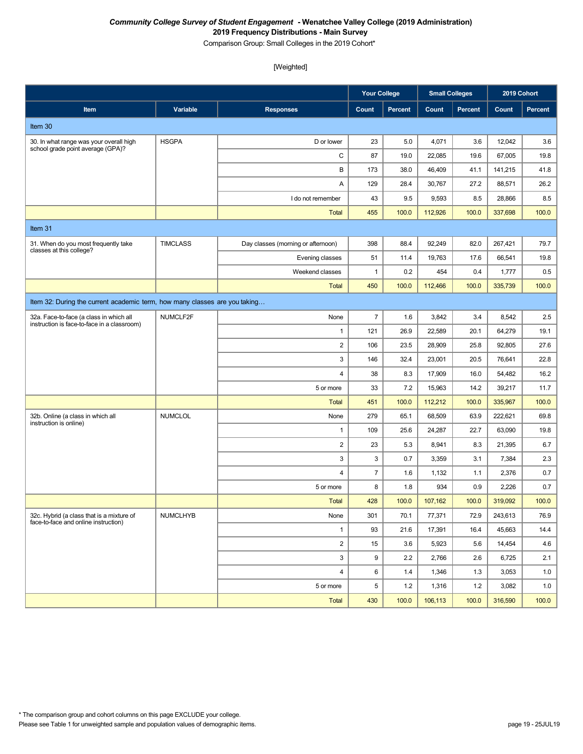***Community College Survey of Student Engagement* - Wenatchee Valley College (2019 Administration)**
**2019 Frequency Distributions - Main Survey**
Comparison Group: Small Colleges in the 2019 Cohort*

[Weighted]

| | | | Your College | | Small Colleges | | 2019 Cohort | |
|---|---|---|---|---|---|---|---|---|
| **Item** | **Variable** | **Responses** | **Count** | **Percent** | **Count** | **Percent** | **Count** | **Percent** |
| Item 30 | | | | | | | | |
| 30. In what range was your overall high school grade point average (GPA)? | HSGPA | D or lower | 23 | 5.0 | 4,071 | 3.6 | 12,042 | 3.6 |
| | | C | 87 | 19.0 | 22,085 | 19.6 | 67,005 | 19.8 |
| | | B | 173 | 38.0 | 46,409 | 41.1 | 141,215 | 41.8 |
| | | A | 129 | 28.4 | 30,767 | 27.2 | 88,571 | 26.2 |
| | | I do not remember | 43 | 9.5 | 9,593 | 8.5 | 28,866 | 8.5 |
| | | Total | 455 | 100.0 | 112,926 | 100.0 | 337,698 | 100.0 |
| Item 31 | | | | | | | | |
| 31. When do you most frequently take classes at this college? | TIMCLASS | Day classes (morning or afternoon) | 398 | 88.4 | 92,249 | 82.0 | 267,421 | 79.7 |
| | | Evening classes | 51 | 11.4 | 19,763 | 17.6 | 66,541 | 19.8 |
| | | Weekend classes | 1 | 0.2 | 454 | 0.4 | 1,777 | 0.5 |
| | | Total | 450 | 100.0 | 112,466 | 100.0 | 335,739 | 100.0 |
| Item 32: During the current academic term, how many classes are you taking… | | | | | | | | |
| 32a. Face-to-face (a class in which all instruction is face-to-face in a classroom) | NUMCLF2F | None | 7 | 1.6 | 3,842 | 3.4 | 8,542 | 2.5 |
| | | 1 | 121 | 26.9 | 22,589 | 20.1 | 64,279 | 19.1 |
| | | 2 | 106 | 23.5 | 28,909 | 25.8 | 92,805 | 27.6 |
| | | 3 | 146 | 32.4 | 23,001 | 20.5 | 76,641 | 22.8 |
| | | 4 | 38 | 8.3 | 17,909 | 16.0 | 54,482 | 16.2 |
| | | 5 or more | 33 | 7.2 | 15,963 | 14.2 | 39,217 | 11.7 |
| | | Total | 451 | 100.0 | 112,212 | 100.0 | 335,967 | 100.0 |
| 32b. Online (a class in which all instruction is online) | NUMCLOL | None | 279 | 65.1 | 68,509 | 63.9 | 222,621 | 69.8 |
| | | 1 | 109 | 25.6 | 24,287 | 22.7 | 63,090 | 19.8 |
| | | 2 | 23 | 5.3 | 8,941 | 8.3 | 21,395 | 6.7 |
| | | 3 | 3 | 0.7 | 3,359 | 3.1 | 7,384 | 2.3 |
| | | 4 | 7 | 1.6 | 1,132 | 1.1 | 2,376 | 0.7 |
| | | 5 or more | 8 | 1.8 | 934 | 0.9 | 2,226 | 0.7 |
| | | Total | 428 | 100.0 | 107,162 | 100.0 | 319,092 | 100.0 |
| 32c. Hybrid (a class that is a mixture of face-to-face and online instruction) | NUMCLHYB | None | 301 | 70.1 | 77,371 | 72.9 | 243,613 | 76.9 |
| | | 1 | 93 | 21.6 | 17,391 | 16.4 | 45,663 | 14.4 |
| | | 2 | 15 | 3.6 | 5,923 | 5.6 | 14,454 | 4.6 |
| | | 3 | 9 | 2.2 | 2,766 | 2.6 | 6,725 | 2.1 |
| | | 4 | 6 | 1.4 | 1,346 | 1.3 | 3,053 | 1.0 |
| | | 5 or more | 5 | 1.2 | 1,316 | 1.2 | 3,082 | 1.0 |
| | | Total | 430 | 100.0 | 106,113 | 100.0 | 316,590 | 100.0 |

* The comparison group and cohort columns on this page EXCLUDE your college.
Please see Table 1 for unweighted sample and population values of demographic items.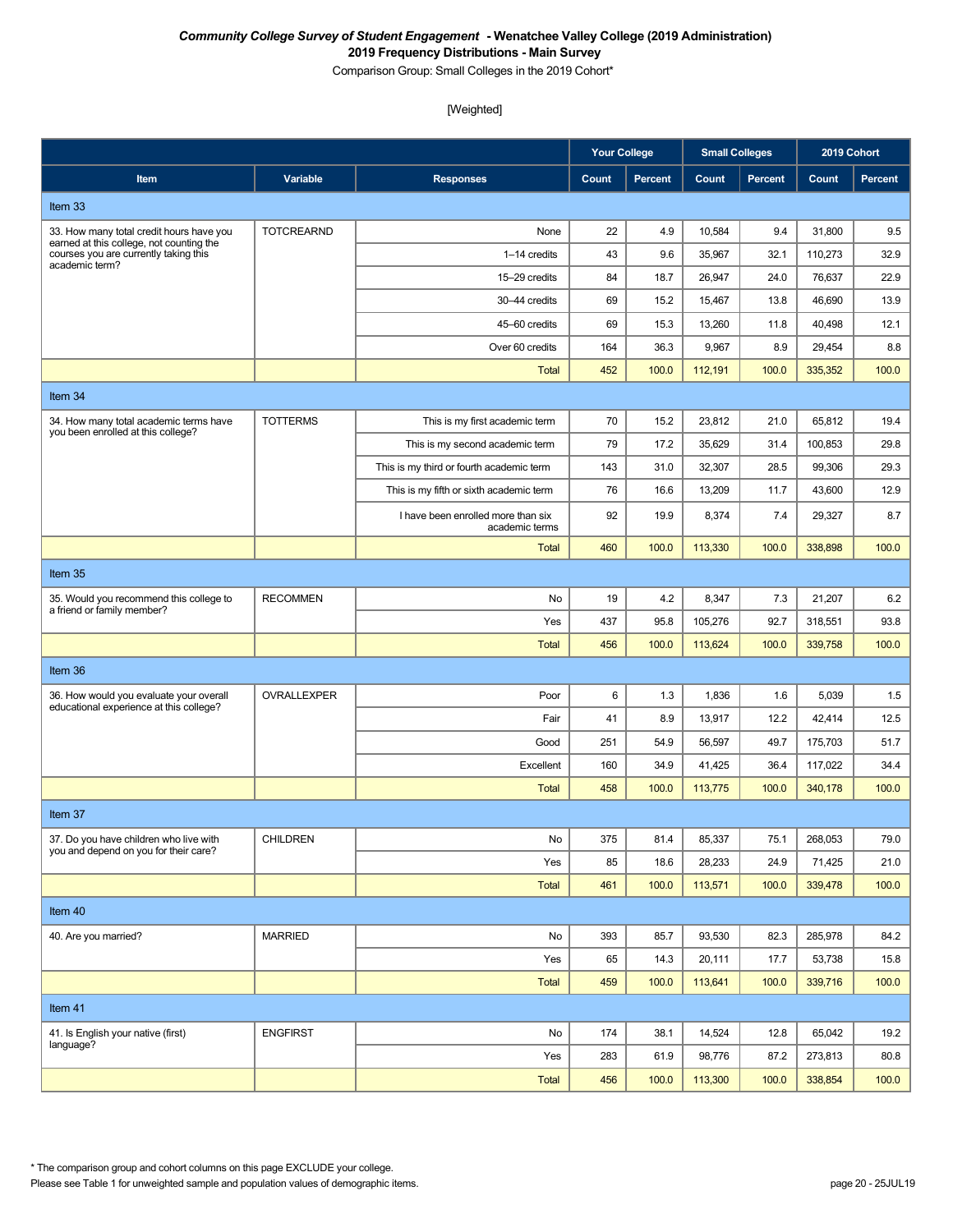***Community College Survey of Student Engagement*  - Wenatchee Valley College (2019 Administration)**
**2019 Frequency Distributions - Main Survey**
Comparison Group: Small Colleges in the 2019 Cohort*

[Weighted]

| Item | Variable | Responses | Your College | | Small Colleges | | 2019 Cohort | |
|---|---|---|---|---|---|---|---|---|
| | | | Count | Percent | Count | Percent | Count | Percent |
| **Item 33** | | | | | | | | |
| 33. How many total credit hours have you earned at this college, not counting the courses you are currently taking this academic term? | TOTCREARND | None | 22 | 4.9 | 10,584 | 9.4 | 31,800 | 9.5 |
| | | 1–14 credits | 43 | 9.6 | 35,967 | 32.1 | 110,273 | 32.9 |
| | | 15–29 credits | 84 | 18.7 | 26,947 | 24.0 | 76,637 | 22.9 |
| | | 30–44 credits | 69 | 15.2 | 15,467 | 13.8 | 46,690 | 13.9 |
| | | 45–60 credits | 69 | 15.3 | 13,260 | 11.8 | 40,498 | 12.1 |
| | | Over 60 credits | 164 | 36.3 | 9,967 | 8.9 | 29,454 | 8.8 |
| | | Total | 452 | 100.0 | 112,191 | 100.0 | 335,352 | 100.0 |
| **Item 34** | | | | | | | | |
| 34. How many total academic terms have you been enrolled at this college? | TOTTERMS | This is my first academic term | 70 | 15.2 | 23,812 | 21.0 | 65,812 | 19.4 |
| | | This is my second academic term | 79 | 17.2 | 35,629 | 31.4 | 100,853 | 29.8 |
| | | This is my third or fourth academic term | 143 | 31.0 | 32,307 | 28.5 | 99,306 | 29.3 |
| | | This is my fifth or sixth academic term | 76 | 16.6 | 13,209 | 11.7 | 43,600 | 12.9 |
| | | I have been enrolled more than six academic terms | 92 | 19.9 | 8,374 | 7.4 | 29,327 | 8.7 |
| | | Total | 460 | 100.0 | 113,330 | 100.0 | 338,898 | 100.0 |
| **Item 35** | | | | | | | | |
| 35. Would you recommend this college to a friend or family member? | RECOMMEN | No | 19 | 4.2 | 8,347 | 7.3 | 21,207 | 6.2 |
| | | Yes | 437 | 95.8 | 105,276 | 92.7 | 318,551 | 93.8 |
| | | Total | 456 | 100.0 | 113,624 | 100.0 | 339,758 | 100.0 |
| **Item 36** | | | | | | | | |
| 36. How would you evaluate your overall educational experience at this college? | OVRALLEXPER | Poor | 6 | 1.3 | 1,836 | 1.6 | 5,039 | 1.5 |
| | | Fair | 41 | 8.9 | 13,917 | 12.2 | 42,414 | 12.5 |
| | | Good | 251 | 54.9 | 56,597 | 49.7 | 175,703 | 51.7 |
| | | Excellent | 160 | 34.9 | 41,425 | 36.4 | 117,022 | 34.4 |
| | | Total | 458 | 100.0 | 113,775 | 100.0 | 340,178 | 100.0 |
| **Item 37** | | | | | | | | |
| 37. Do you have children who live with you and depend on you for their care? | CHILDREN | No | 375 | 81.4 | 85,337 | 75.1 | 268,053 | 79.0 |
| | | Yes | 85 | 18.6 | 28,233 | 24.9 | 71,425 | 21.0 |
| | | Total | 461 | 100.0 | 113,571 | 100.0 | 339,478 | 100.0 |
| **Item 40** | | | | | | | | |
| 40. Are you married? | MARRIED | No | 393 | 85.7 | 93,530 | 82.3 | 285,978 | 84.2 |
| | | Yes | 65 | 14.3 | 20,111 | 17.7 | 53,738 | 15.8 |
| | | Total | 459 | 100.0 | 113,641 | 100.0 | 339,716 | 100.0 |
| **Item 41** | | | | | | | | |
| 41. Is English your native (first) language? | ENGFIRST | No | 174 | 38.1 | 14,524 | 12.8 | 65,042 | 19.2 |
| | | Yes | 283 | 61.9 | 98,776 | 87.2 | 273,813 | 80.8 |
| | | Total | 456 | 100.0 | 113,300 | 100.0 | 338,854 | 100.0 |

* The comparison group and cohort columns on this page EXCLUDE your college.
Please see Table 1 for unweighted sample and population values of demographic items.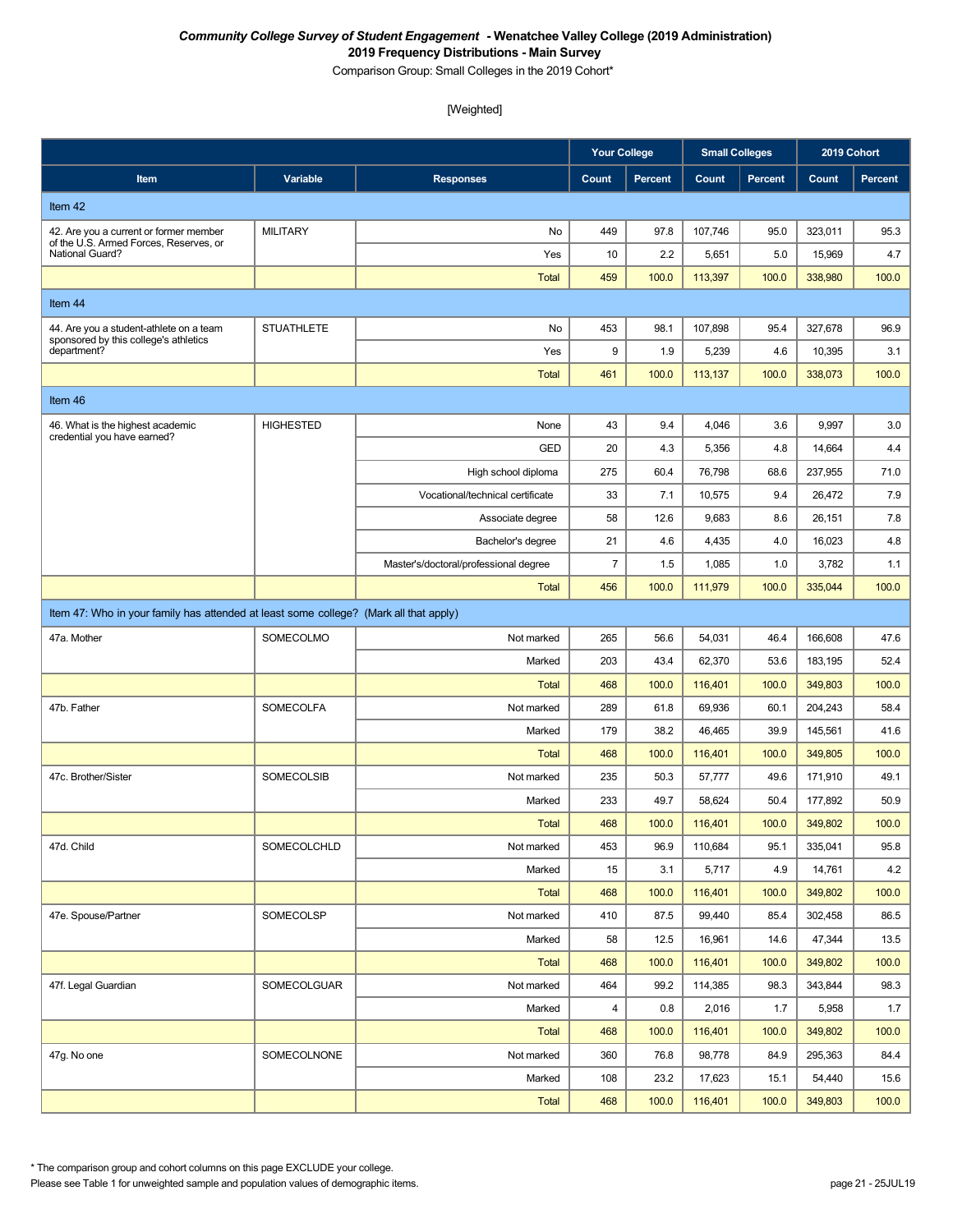***Community College Survey of Student Engagement* - Wenatchee Valley College (2019 Administration)**
**2019 Frequency Distributions - Main Survey**
Comparison Group: Small Colleges in the 2019 Cohort*

[Weighted]

| | | | Your College | | Small Colleges | | 2019 Cohort | |
|---|---|---|---|---|---|---|---|---|
| **Item** | **Variable** | **Responses** | **Count** | **Percent** | **Count** | **Percent** | **Count** | **Percent** |
| Item 42 | | | | | | | | |
| 42. Are you a current or former member of the U.S. Armed Forces, Reserves, or National Guard? | MILITARY | No | 449 | 97.8 | 107,746 | 95.0 | 323,011 | 95.3 |
| | | Yes | 10 | 2.2 | 5,651 | 5.0 | 15,969 | 4.7 |
| | | Total | 459 | 100.0 | 113,397 | 100.0 | 338,980 | 100.0 |
| Item 44 | | | | | | | | |
| 44. Are you a student-athlete on a team sponsored by this college's athletics department? | STUATHLETE | No | 453 | 98.1 | 107,898 | 95.4 | 327,678 | 96.9 |
| | | Yes | 9 | 1.9 | 5,239 | 4.6 | 10,395 | 3.1 |
| | | Total | 461 | 100.0 | 113,137 | 100.0 | 338,073 | 100.0 |
| Item 46 | | | | | | | | |
| 46. What is the highest academic credential you have earned? | HIGHESTED | None | 43 | 9.4 | 4,046 | 3.6 | 9,997 | 3.0 |
| | | GED | 20 | 4.3 | 5,356 | 4.8 | 14,664 | 4.4 |
| | | High school diploma | 275 | 60.4 | 76,798 | 68.6 | 237,955 | 71.0 |
| | | Vocational/technical certificate | 33 | 7.1 | 10,575 | 9.4 | 26,472 | 7.9 |
| | | Associate degree | 58 | 12.6 | 9,683 | 8.6 | 26,151 | 7.8 |
| | | Bachelor's degree | 21 | 4.6 | 4,435 | 4.0 | 16,023 | 4.8 |
| | | Master's/doctoral/professional degree | 7 | 1.5 | 1,085 | 1.0 | 3,782 | 1.1 |
| | | Total | 456 | 100.0 | 111,979 | 100.0 | 335,044 | 100.0 |
| Item 47: Who in your family has attended at least some college? (Mark all that apply) | | | | | | | | |
| 47a. Mother | SOMECOLMO | Not marked | 265 | 56.6 | 54,031 | 46.4 | 166,608 | 47.6 |
| | | Marked | 203 | 43.4 | 62,370 | 53.6 | 183,195 | 52.4 |
| | | Total | 468 | 100.0 | 116,401 | 100.0 | 349,803 | 100.0 |
| 47b. Father | SOMECOLFA | Not marked | 289 | 61.8 | 69,936 | 60.1 | 204,243 | 58.4 |
| | | Marked | 179 | 38.2 | 46,465 | 39.9 | 145,561 | 41.6 |
| | | Total | 468 | 100.0 | 116,401 | 100.0 | 349,805 | 100.0 |
| 47c. Brother/Sister | SOMECOLSIB | Not marked | 235 | 50.3 | 57,777 | 49.6 | 171,910 | 49.1 |
| | | Marked | 233 | 49.7 | 58,624 | 50.4 | 177,892 | 50.9 |
| | | Total | 468 | 100.0 | 116,401 | 100.0 | 349,802 | 100.0 |
| 47d. Child | SOMECOLCHLD | Not marked | 453 | 96.9 | 110,684 | 95.1 | 335,041 | 95.8 |
| | | Marked | 15 | 3.1 | 5,717 | 4.9 | 14,761 | 4.2 |
| | | Total | 468 | 100.0 | 116,401 | 100.0 | 349,802 | 100.0 |
| 47e. Spouse/Partner | SOMECOLSP | Not marked | 410 | 87.5 | 99,440 | 85.4 | 302,458 | 86.5 |
| | | Marked | 58 | 12.5 | 16,961 | 14.6 | 47,344 | 13.5 |
| | | Total | 468 | 100.0 | 116,401 | 100.0 | 349,802 | 100.0 |
| 47f. Legal Guardian | SOMECOLGUAR | Not marked | 464 | 99.2 | 114,385 | 98.3 | 343,844 | 98.3 |
| | | Marked | 4 | 0.8 | 2,016 | 1.7 | 5,958 | 1.7 |
| | | Total | 468 | 100.0 | 116,401 | 100.0 | 349,802 | 100.0 |
| 47g. No one | SOMECOLNONE | Not marked | 360 | 76.8 | 98,778 | 84.9 | 295,363 | 84.4 |
| | | Marked | 108 | 23.2 | 17,623 | 15.1 | 54,440 | 15.6 |
| | | Total | 468 | 100.0 | 116,401 | 100.0 | 349,803 | 100.0 |

* The comparison group and cohort columns on this page EXCLUDE your college.
Please see Table 1 for unweighted sample and population values of demographic items.